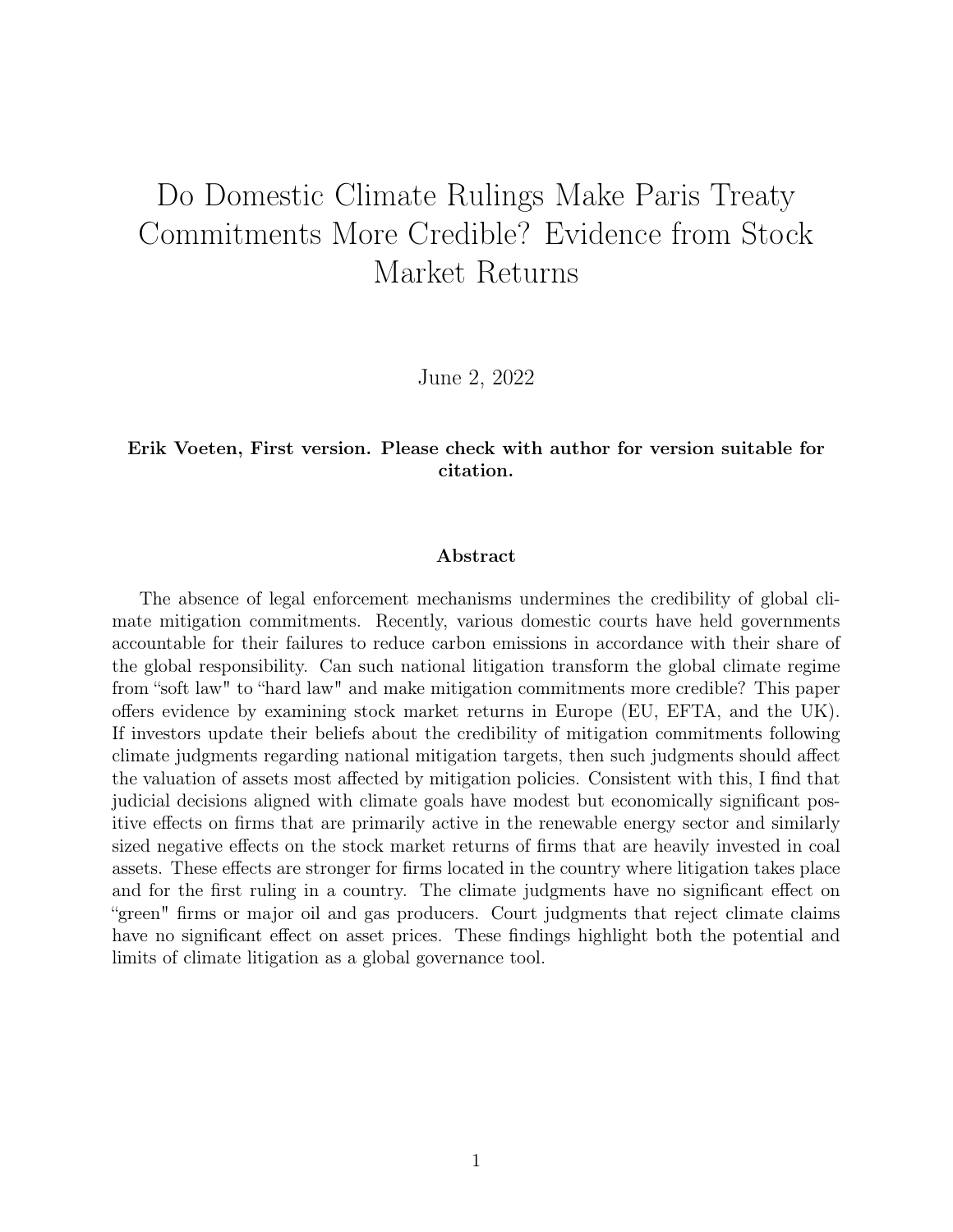# Do Domestic Climate Rulings Make Paris Treaty Commitments More Credible? Evidence from Stock Market Returns

June 2, 2022

**Erik Voeten, First version. Please check with author for version suitable for citation.**

### Abstract

The absence of legal enforcement mechanisms undermines the credibility of global climate mitigation commitments. Recently, various domestic courts have held governments accountable for their failures to reduce carbon emissions in accordance with their share of the global responsibility. Can such national litigation transform the global climate regime from "soft law" to "hard law" and make mitigation commitments more credible? This paper offers evidence by examining stock market returns in Europe (EU, EFTA, and the UK). If investors update their beliefs about the credibility of mitigation commitments following climate judgments regarding national mitigation targets, then such judgments should affect the valuation of assets most affected by mitigation policies. Consistent with this, I find that judicial decisions aligned with climate goals have modest but economically significant positive effects on firms that are primarily active in the renewable energy sector and similarly sized negative effects on the stock market returns of firms that are heavily invested in coal assets. These effects are stronger for firms located in the country where litigation takes place and for the first ruling in a country. The climate judgments have no significant effect on "green" firms or major oil and gas producers. Court judgments that reject climate claims have no significant effect on asset prices. These findings highlight both the potential and limits of climate litigation as a global governance tool.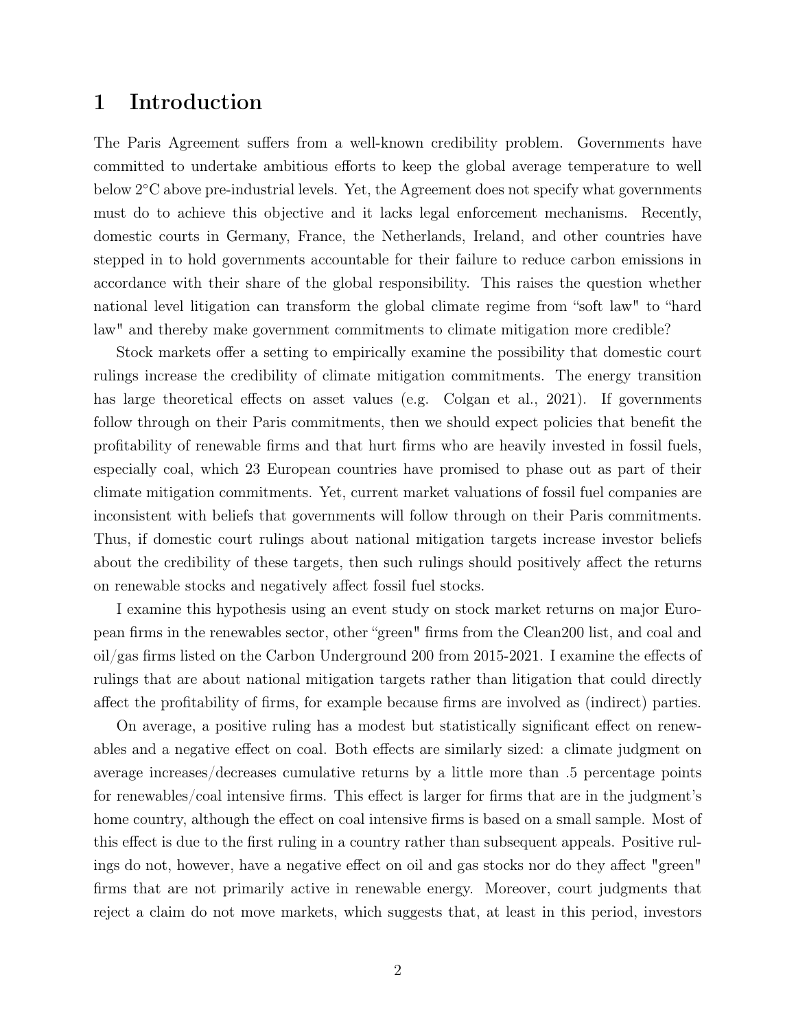# 1 Introduction

The Paris Agreement suffers from a well-known credibility problem. Governments have committed to undertake ambitious efforts to keep the global average temperature to well below 2°C above pre-industrial levels. Yet, the Agreement does not specify what governments must do to achieve this objective and it lacks legal enforcement mechanisms. Recently, domestic courts in Germany, France, the Netherlands, Ireland, and other countries have stepped in to hold governments accountable for their failure to reduce carbon emissions in accordance with their share of the global responsibility. This raises the question whether national level litigation can transform the global climate regime from "soft law" to "hard law" and thereby make government commitments to climate mitigation more credible?

Stock markets offer a setting to empirically examine the possibility that domestic court rulings increase the credibility of climate mitigation commitments. The energy transition has large theoretical effects on asset values (e.g. Colgan et al., 2021). If governments follow through on their Paris commitments, then we should expect policies that benefit the profitability of renewable firms and that hurt firms who are heavily invested in fossil fuels, especially coal, which 23 European countries have promised to phase out as part of their climate mitigation commitments. Yet, current market valuations of fossil fuel companies are inconsistent with beliefs that governments will follow through on their Paris commitments. Thus, if domestic court rulings about national mitigation targets increase investor beliefs about the credibility of these targets, then such rulings should positively affect the returns on renewable stocks and negatively affect fossil fuel stocks.

I examine this hypothesis using an event study on stock market returns on major European firms in the renewables sector, other "green" firms from the Clean200 list, and coal and oil/gas firms listed on the Carbon Underground 200 from 2015-2021. I examine the effects of rulings that are about national mitigation targets rather than litigation that could directly affect the profitability of firms, for example because firms are involved as (indirect) parties.

On average, a positive ruling has a modest but statistically significant effect on renewables and a negative effect on coal. Both effects are similarly sized: a climate judgment on average increases/decreases cumulative returns by a little more than .5 percentage points for renewables/coal intensive firms. This effect is larger for firms that are in the judgment's home country, although the effect on coal intensive firms is based on a small sample. Most of this effect is due to the first ruling in a country rather than subsequent appeals. Positive rulings do not, however, have a negative effect on oil and gas stocks nor do they affect "green" firms that are not primarily active in renewable energy. Moreover, court judgments that reject a claim do not move markets, which suggests that, at least in this period, investors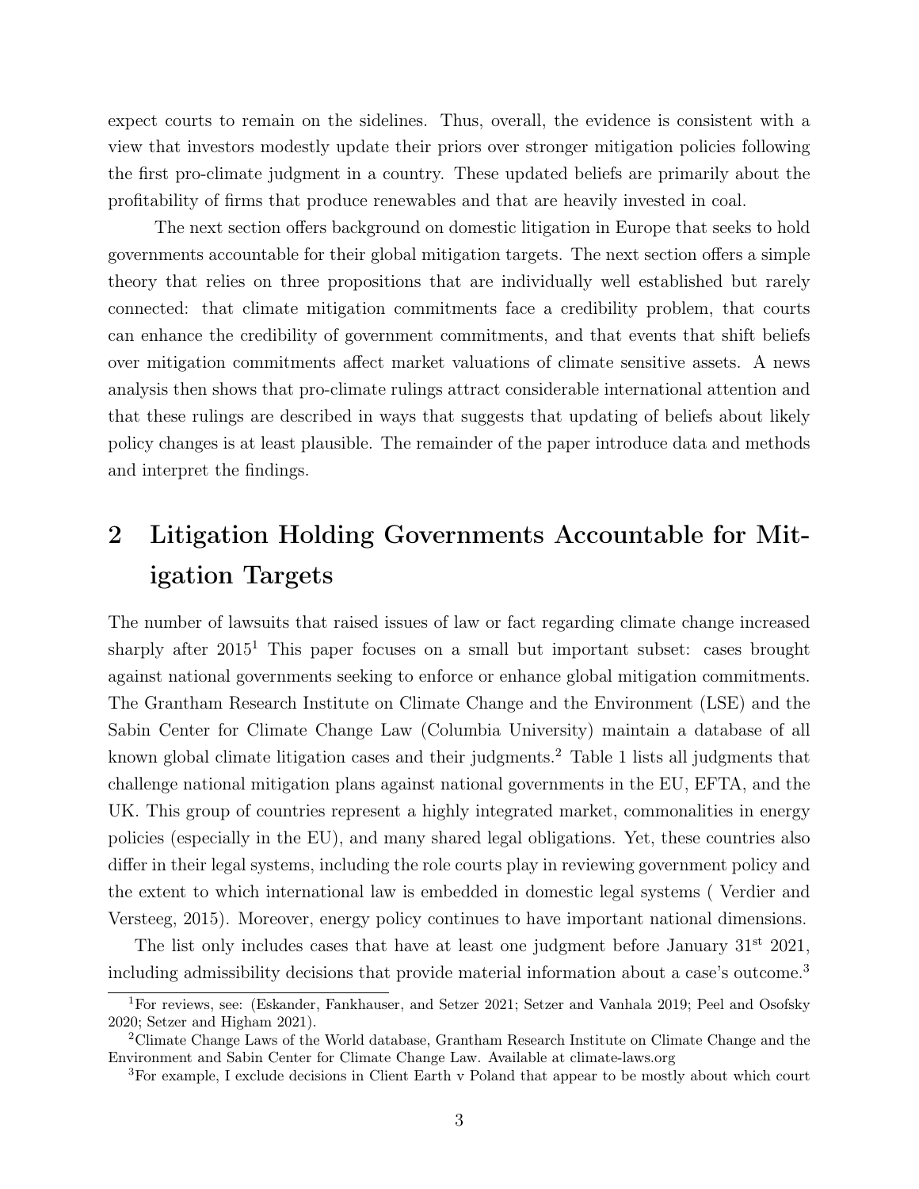expect courts to remain on the sidelines. Thus, overall, the evidence is consistent with a view that investors modestly update their priors over stronger mitigation policies following the first pro-climate judgment in a country. These updated beliefs are primarily about the profitability of firms that produce renewables and that are heavily invested in coal.

The next section offers background on domestic litigation in Europe that seeks to hold governments accountable for their global mitigation targets. The next section offers a simple theory that relies on three propositions that are individually well established but rarely connected: that climate mitigation commitments face a credibility problem, that courts can enhance the credibility of government commitments, and that events that shift beliefs over mitigation commitments affect market valuations of climate sensitive assets. A news analysis then shows that pro-climate rulings attract considerable international attention and that these rulings are described in ways that suggests that updating of beliefs about likely policy changes is at least plausible. The remainder of the paper introduce data and methods and interpret the findings.

## 2 Litigation Holding Governments Accountable for Mitigation Targets

The number of lawsuits that raised issues of law or fact regarding climate change increased sharply after 2015[1] This paper focuses on a small but important subset: cases brought against national governments seeking to enforce or enhance global mitigation commitments. The Grantham Research Institute on Climate Change and the Environment (LSE) and the Sabin Center for Climate Change Law (Columbia University) maintain a database of all known global climate litigation cases and their judgments.[2] Table 1 lists all judgments that challenge national mitigation plans against national governments in the EU, EFTA, and the UK. This group of countries represent a highly integrated market, commonalities in energy policies (especially in the EU), and many shared legal obligations. Yet, these countries also differ in their legal systems, including the role courts play in reviewing government policy and the extent to which international law is embedded in domestic legal systems ( Verdier and Versteeg, 2015). Moreover, energy policy continues to have important national dimensions.

The list only includes cases that have at least one judgment before January 31st 2021, including admissibility decisions that provide material information about a case's outcome.[3]

[1] For reviews, see: (Eskander, Fankhauser, and Setzer 2021; Setzer and Vanhala 2019; Peel and Osofsky 2020; Setzer and Higham 2021).

[2] Climate Change Laws of the World database, Grantham Research Institute on Climate Change and the Environment and Sabin Center for Climate Change Law. Available at climate-laws.org

[3] For example, I exclude decisions in Client Earth v Poland that appear to be mostly about which court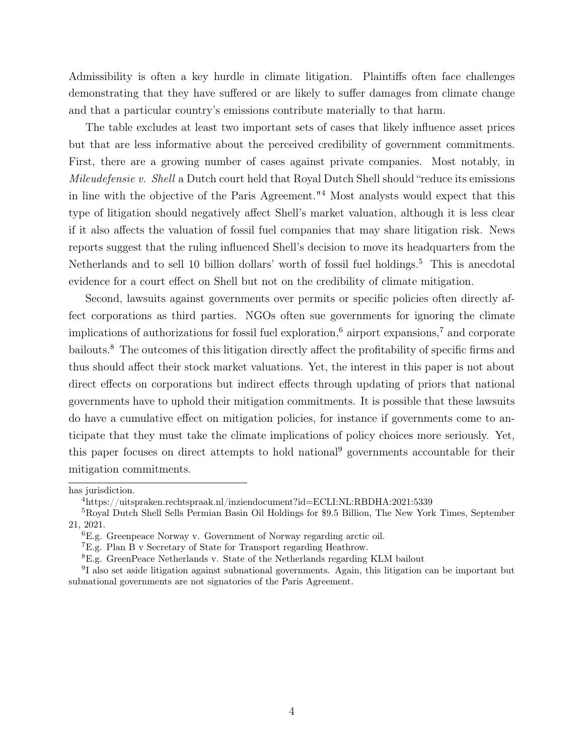Admissibility is often a key hurdle in climate litigation. Plaintiffs often face challenges demonstrating that they have suffered or are likely to suffer damages from climate change and that a particular country's emissions contribute materially to that harm.

The table excludes at least two important sets of cases that likely influence asset prices but that are less informative about the perceived credibility of government commitments. First, there are a growing number of cases against private companies. Most notably, in *Mileudefensie v. Shell* a Dutch court held that Royal Dutch Shell should "reduce its emissions in line with the objective of the Paris Agreement."[4] Most analysts would expect that this type of litigation should negatively affect Shell's market valuation, although it is less clear if it also affects the valuation of fossil fuel companies that may share litigation risk. News reports suggest that the ruling influenced Shell's decision to move its headquarters from the Netherlands and to sell 10 billion dollars' worth of fossil fuel holdings.[5] This is anecdotal evidence for a court effect on Shell but not on the credibility of climate mitigation.

Second, lawsuits against governments over permits or specific policies often directly affect corporations as third parties. NGOs often sue governments for ignoring the climate implications of authorizations for fossil fuel exploration,[6] airport expansions,[7] and corporate bailouts.[8] The outcomes of this litigation directly affect the profitability of specific firms and thus should affect their stock market valuations. Yet, the interest in this paper is not about direct effects on corporations but indirect effects through updating of priors that national governments have to uphold their mitigation commitments. It is possible that these lawsuits do have a cumulative effect on mitigation policies, for instance if governments come to anticipate that they must take the climate implications of policy choices more seriously. Yet, this paper focuses on direct attempts to hold national[9] governments accountable for their mitigation commitments.

---

has jurisdiction.

[4] https://uitspraken.rechtspraak.nl/inziendocument?id=ECLI:NL:RBDHA:2021:5339

[5] Royal Dutch Shell Sells Permian Basin Oil Holdings for $9.5 Billion, The New York Times, September 21, 2021.

[6] E.g. Greenpeace Norway v. Government of Norway regarding arctic oil.

[7] E.g. Plan B v Secretary of State for Transport regarding Heathrow.

[8] E.g. GreenPeace Netherlands v. State of the Netherlands regarding KLM bailout

[9] I also set aside litigation against subnational governments. Again, this litigation can be important but subnational governments are not signatories of the Paris Agreement.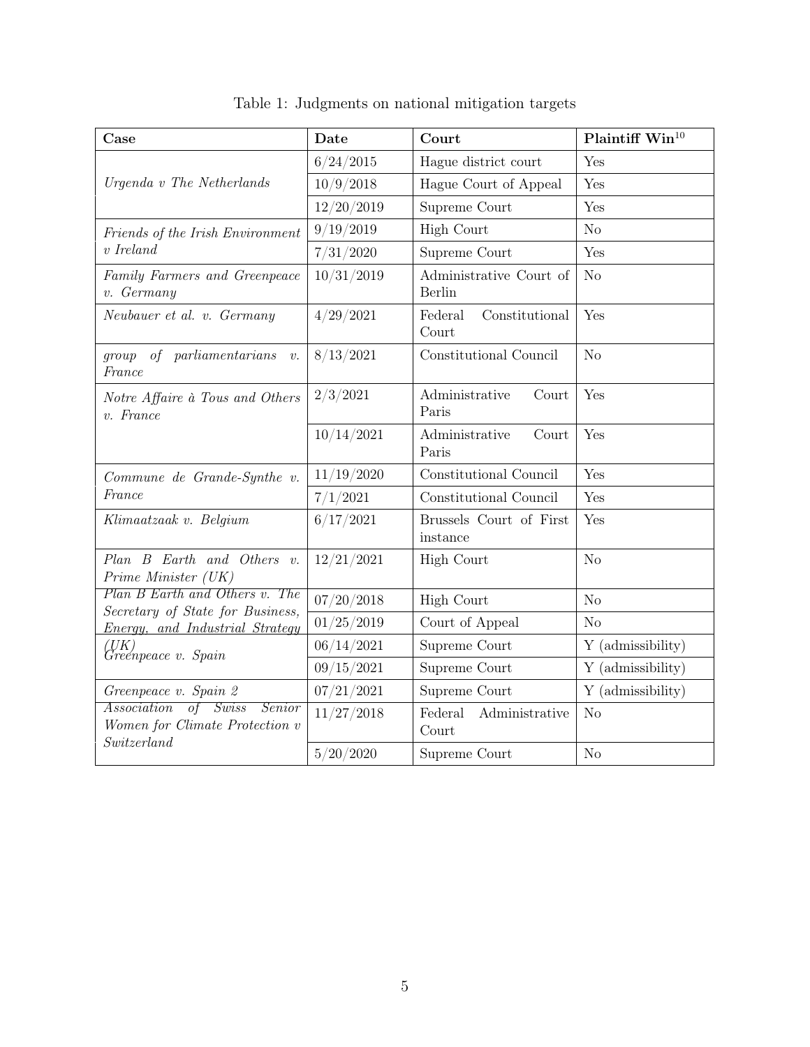Table 1: Judgments on national mitigation targets

| Case | Date | Court | Plaintiff Win[10] |
|---|---|---|---|
| *Urgenda v The Netherlands* | 6/24/2015 | Hague district court | Yes |
| | 10/9/2018 | Hague Court of Appeal | Yes |
| | 12/20/2019 | Supreme Court | Yes |
| *Friends of the Irish Environment v Ireland* | 9/19/2019 | High Court | No |
| | 7/31/2020 | Supreme Court | Yes |
| *Family Farmers and Greenpeace v. Germany* | 10/31/2019 | Administrative Court of Berlin | No |
| *Neubauer et al. v. Germany* | 4/29/2021 | Federal Constitutional Court | Yes |
| *group of parliamentarians v. France* | 8/13/2021 | Constitutional Council | No |
| *Notre Affaire à Tous and Others v. France* | 2/3/2021 | Administrative Court Paris | Yes |
| | 10/14/2021 | Administrative Court Paris | Yes |
| *Commune de Grande-Synthe v. France* | 11/19/2020 | Constitutional Council | Yes |
| | 7/1/2021 | Constitutional Council | Yes |
| *Klimaatzaak v. Belgium* | 6/17/2021 | Brussels Court of First instance | Yes |
| *Plan B Earth and Others v. Prime Minister (UK)* | 12/21/2021 | High Court | No |
| *Plan B Earth and Others v. The Secretary of State for Business, Energy, and Industrial Strategy (UK)* | 07/20/2018 | High Court | No |
| | 01/25/2019 | Court of Appeal | No |
| *Greenpeace v. Spain* | 06/14/2021 | Supreme Court | Y (admissibility) |
| | 09/15/2021 | Supreme Court | Y (admissibility) |
| *Greenpeace v. Spain 2* | 07/21/2021 | Supreme Court | Y (admissibility) |
| *Association of Swiss Senior Women for Climate Protection v Switzerland* | 11/27/2018 | Federal Administrative Court | No |
| | 5/20/2020 | Supreme Court | No |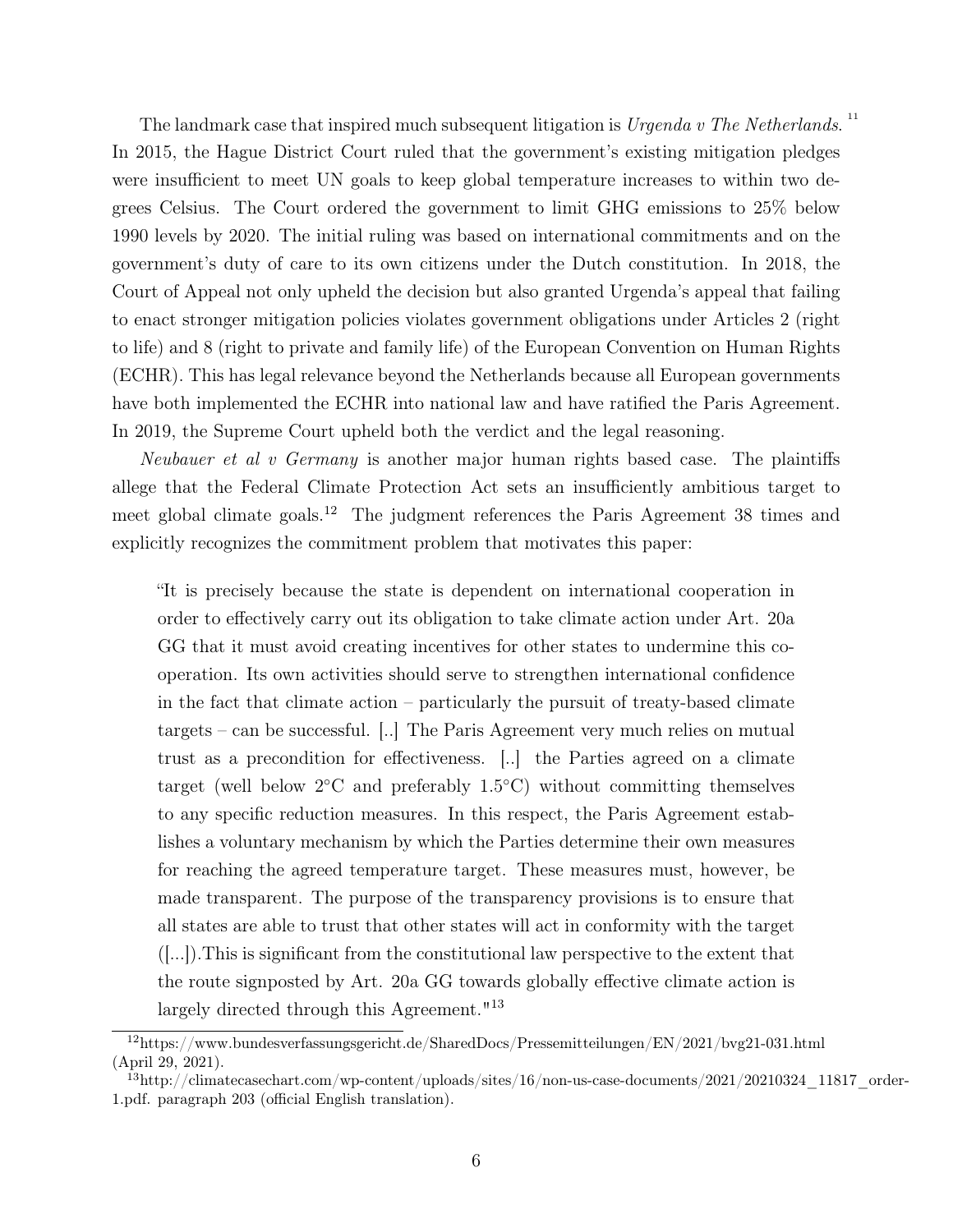The landmark case that inspired much subsequent litigation is *Urgenda v The Netherlands*.[11] In 2015, the Hague District Court ruled that the government's existing mitigation pledges were insufficient to meet UN goals to keep global temperature increases to within two degrees Celsius. The Court ordered the government to limit GHG emissions to 25% below 1990 levels by 2020. The initial ruling was based on international commitments and on the government's duty of care to its own citizens under the Dutch constitution. In 2018, the Court of Appeal not only upheld the decision but also granted Urgenda's appeal that failing to enact stronger mitigation policies violates government obligations under Articles 2 (right to life) and 8 (right to private and family life) of the European Convention on Human Rights (ECHR). This has legal relevance beyond the Netherlands because all European governments have both implemented the ECHR into national law and have ratified the Paris Agreement. In 2019, the Supreme Court upheld both the verdict and the legal reasoning.

*Neubauer et al v Germany* is another major human rights based case. The plaintiffs allege that the Federal Climate Protection Act sets an insufficiently ambitious target to meet global climate goals.[12] The judgment references the Paris Agreement 38 times and explicitly recognizes the commitment problem that motivates this paper:

> "It is precisely because the state is dependent on international cooperation in order to effectively carry out its obligation to take climate action under Art. 20a GG that it must avoid creating incentives for other states to undermine this cooperation. Its own activities should serve to strengthen international confidence in the fact that climate action – particularly the pursuit of treaty-based climate targets – can be successful. [..] The Paris Agreement very much relies on mutual trust as a precondition for effectiveness. [..] the Parties agreed on a climate target (well below 2°C and preferably 1.5°C) without committing themselves to any specific reduction measures. In this respect, the Paris Agreement establishes a voluntary mechanism by which the Parties determine their own measures for reaching the agreed temperature target. These measures must, however, be made transparent. The purpose of the transparency provisions is to ensure that all states are able to trust that other states will act in conformity with the target ([...]).This is significant from the constitutional law perspective to the extent that the route signposted by Art. 20a GG towards globally effective climate action is largely directed through this Agreement."[13]

[12] https://www.bundesverfassungsgericht.de/SharedDocs/Pressemitteilungen/EN/2021/bvg21-031.html (April 29, 2021).

[13] http://climatecasechart.com/wp-content/uploads/sites/16/non-us-case-documents/2021/20210324_11817_order-1.pdf. paragraph 203 (official English translation).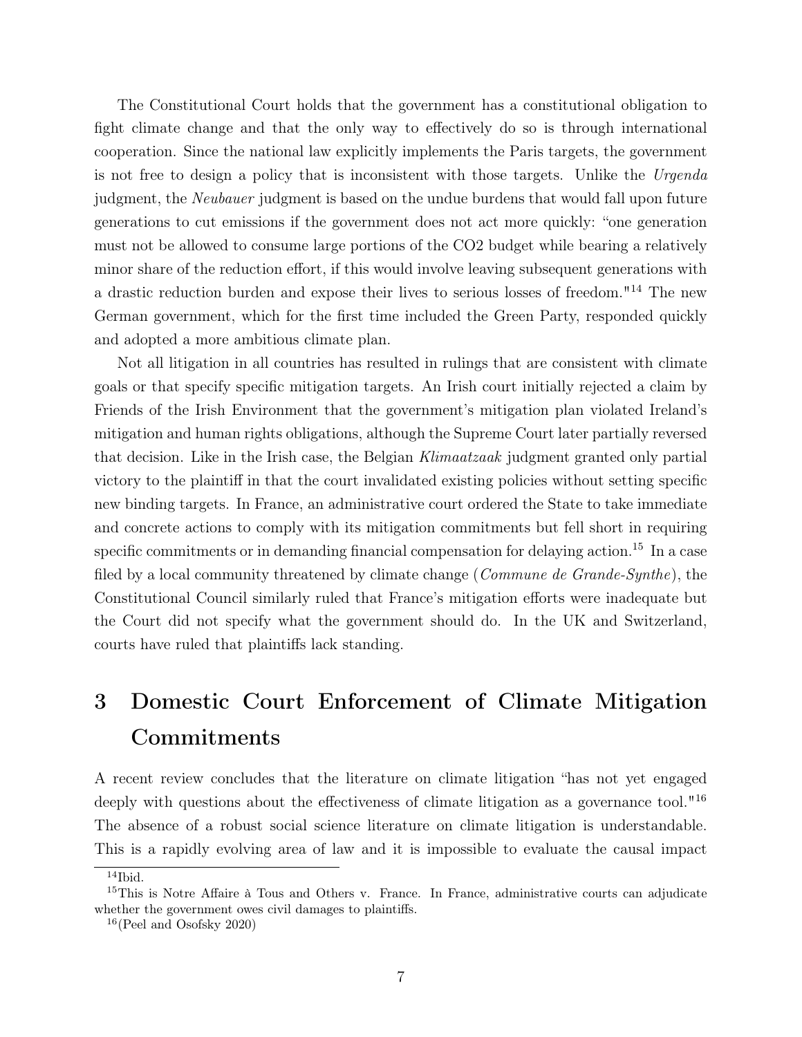The Constitutional Court holds that the government has a constitutional obligation to fight climate change and that the only way to effectively do so is through international cooperation. Since the national law explicitly implements the Paris targets, the government is not free to design a policy that is inconsistent with those targets. Unlike the *Urgenda* judgment, the *Neubauer* judgment is based on the undue burdens that would fall upon future generations to cut emissions if the government does not act more quickly: "one generation must not be allowed to consume large portions of the CO2 budget while bearing a relatively minor share of the reduction effort, if this would involve leaving subsequent generations with a drastic reduction burden and expose their lives to serious losses of freedom."[14] The new German government, which for the first time included the Green Party, responded quickly and adopted a more ambitious climate plan.

Not all litigation in all countries has resulted in rulings that are consistent with climate goals or that specify specific mitigation targets. An Irish court initially rejected a claim by Friends of the Irish Environment that the government's mitigation plan violated Ireland's mitigation and human rights obligations, although the Supreme Court later partially reversed that decision. Like in the Irish case, the Belgian *Klimaatzaak* judgment granted only partial victory to the plaintiff in that the court invalidated existing policies without setting specific new binding targets. In France, an administrative court ordered the State to take immediate and concrete actions to comply with its mitigation commitments but fell short in requiring specific commitments or in demanding financial compensation for delaying action.[15] In a case filed by a local community threatened by climate change (*Commune de Grande-Synthe*), the Constitutional Council similarly ruled that France's mitigation efforts were inadequate but the Court did not specify what the government should do. In the UK and Switzerland, courts have ruled that plaintiffs lack standing.

# 3 Domestic Court Enforcement of Climate Mitigation Commitments

A recent review concludes that the literature on climate litigation "has not yet engaged deeply with questions about the effectiveness of climate litigation as a governance tool."[16] The absence of a robust social science literature on climate litigation is understandable. This is a rapidly evolving area of law and it is impossible to evaluate the causal impact

[14] Ibid.

[15] This is Notre Affaire à Tous and Others v. France. In France, administrative courts can adjudicate whether the government owes civil damages to plaintiffs.

[16] (Peel and Osofsky 2020)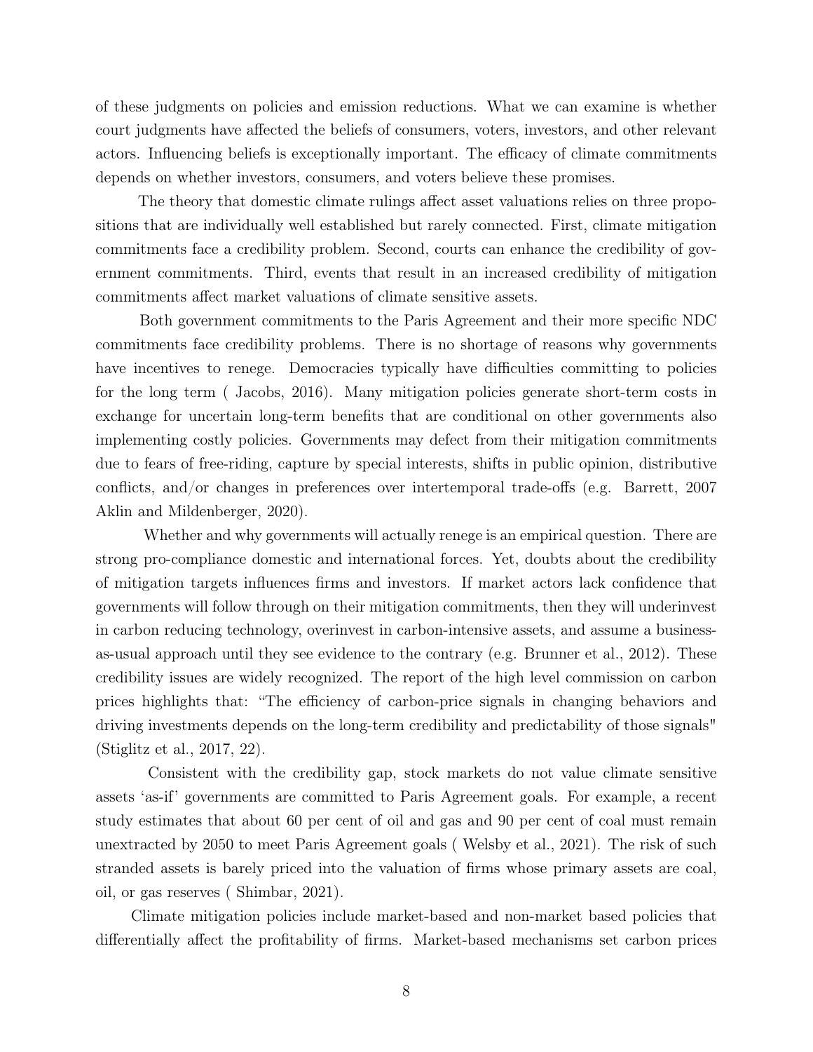of these judgments on policies and emission reductions. What we can examine is whether court judgments have affected the beliefs of consumers, voters, investors, and other relevant actors. Influencing beliefs is exceptionally important. The efficacy of climate commitments depends on whether investors, consumers, and voters believe these promises.

The theory that domestic climate rulings affect asset valuations relies on three propositions that are individually well established but rarely connected. First, climate mitigation commitments face a credibility problem. Second, courts can enhance the credibility of government commitments. Third, events that result in an increased credibility of mitigation commitments affect market valuations of climate sensitive assets.

Both government commitments to the Paris Agreement and their more specific NDC commitments face credibility problems. There is no shortage of reasons why governments have incentives to renege. Democracies typically have difficulties committing to policies for the long term ( Jacobs, 2016). Many mitigation policies generate short-term costs in exchange for uncertain long-term benefits that are conditional on other governments also implementing costly policies. Governments may defect from their mitigation commitments due to fears of free-riding, capture by special interests, shifts in public opinion, distributive conflicts, and/or changes in preferences over intertemporal trade-offs (e.g. Barrett, 2007 Aklin and Mildenberger, 2020).

Whether and why governments will actually renege is an empirical question. There are strong pro-compliance domestic and international forces. Yet, doubts about the credibility of mitigation targets influences firms and investors. If market actors lack confidence that governments will follow through on their mitigation commitments, then they will underinvest in carbon reducing technology, overinvest in carbon-intensive assets, and assume a business-as-usual approach until they see evidence to the contrary (e.g. Brunner et al., 2012). These credibility issues are widely recognized. The report of the high level commission on carbon prices highlights that: "The efficiency of carbon-price signals in changing behaviors and driving investments depends on the long-term credibility and predictability of those signals" (Stiglitz et al., 2017, 22).

Consistent with the credibility gap, stock markets do not value climate sensitive assets 'as-if' governments are committed to Paris Agreement goals. For example, a recent study estimates that about 60 per cent of oil and gas and 90 per cent of coal must remain unextracted by 2050 to meet Paris Agreement goals ( Welsby et al., 2021). The risk of such stranded assets is barely priced into the valuation of firms whose primary assets are coal, oil, or gas reserves ( Shimbar, 2021).

Climate mitigation policies include market-based and non-market based policies that differentially affect the profitability of firms. Market-based mechanisms set carbon prices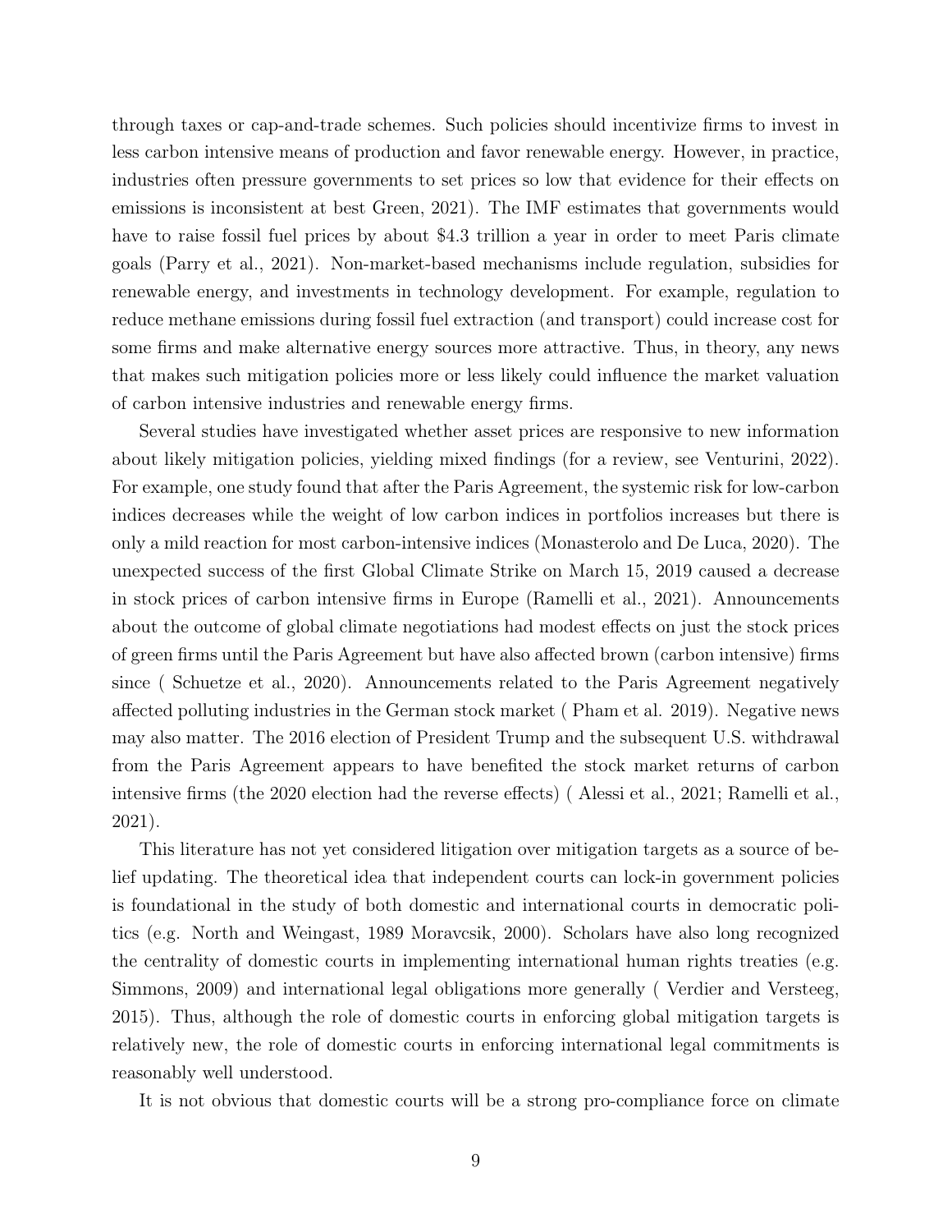through taxes or cap-and-trade schemes. Such policies should incentivize firms to invest in less carbon intensive means of production and favor renewable energy. However, in practice, industries often pressure governments to set prices so low that evidence for their effects on emissions is inconsistent at best Green, 2021). The IMF estimates that governments would have to raise fossil fuel prices by about $4.3 trillion a year in order to meet Paris climate goals (Parry et al., 2021). Non-market-based mechanisms include regulation, subsidies for renewable energy, and investments in technology development. For example, regulation to reduce methane emissions during fossil fuel extraction (and transport) could increase cost for some firms and make alternative energy sources more attractive. Thus, in theory, any news that makes such mitigation policies more or less likely could influence the market valuation of carbon intensive industries and renewable energy firms.

Several studies have investigated whether asset prices are responsive to new information about likely mitigation policies, yielding mixed findings (for a review, see Venturini, 2022). For example, one study found that after the Paris Agreement, the systemic risk for low-carbon indices decreases while the weight of low carbon indices in portfolios increases but there is only a mild reaction for most carbon-intensive indices (Monasterolo and De Luca, 2020). The unexpected success of the first Global Climate Strike on March 15, 2019 caused a decrease in stock prices of carbon intensive firms in Europe (Ramelli et al., 2021). Announcements about the outcome of global climate negotiations had modest effects on just the stock prices of green firms until the Paris Agreement but have also affected brown (carbon intensive) firms since ( Schuetze et al., 2020). Announcements related to the Paris Agreement negatively affected polluting industries in the German stock market ( Pham et al. 2019). Negative news may also matter. The 2016 election of President Trump and the subsequent U.S. withdrawal from the Paris Agreement appears to have benefited the stock market returns of carbon intensive firms (the 2020 election had the reverse effects) ( Alessi et al., 2021; Ramelli et al., 2021).

This literature has not yet considered litigation over mitigation targets as a source of belief updating. The theoretical idea that independent courts can lock-in government policies is foundational in the study of both domestic and international courts in democratic politics (e.g. North and Weingast, 1989 Moravcsik, 2000). Scholars have also long recognized the centrality of domestic courts in implementing international human rights treaties (e.g. Simmons, 2009) and international legal obligations more generally ( Verdier and Versteeg, 2015). Thus, although the role of domestic courts in enforcing global mitigation targets is relatively new, the role of domestic courts in enforcing international legal commitments is reasonably well understood.

It is not obvious that domestic courts will be a strong pro-compliance force on climate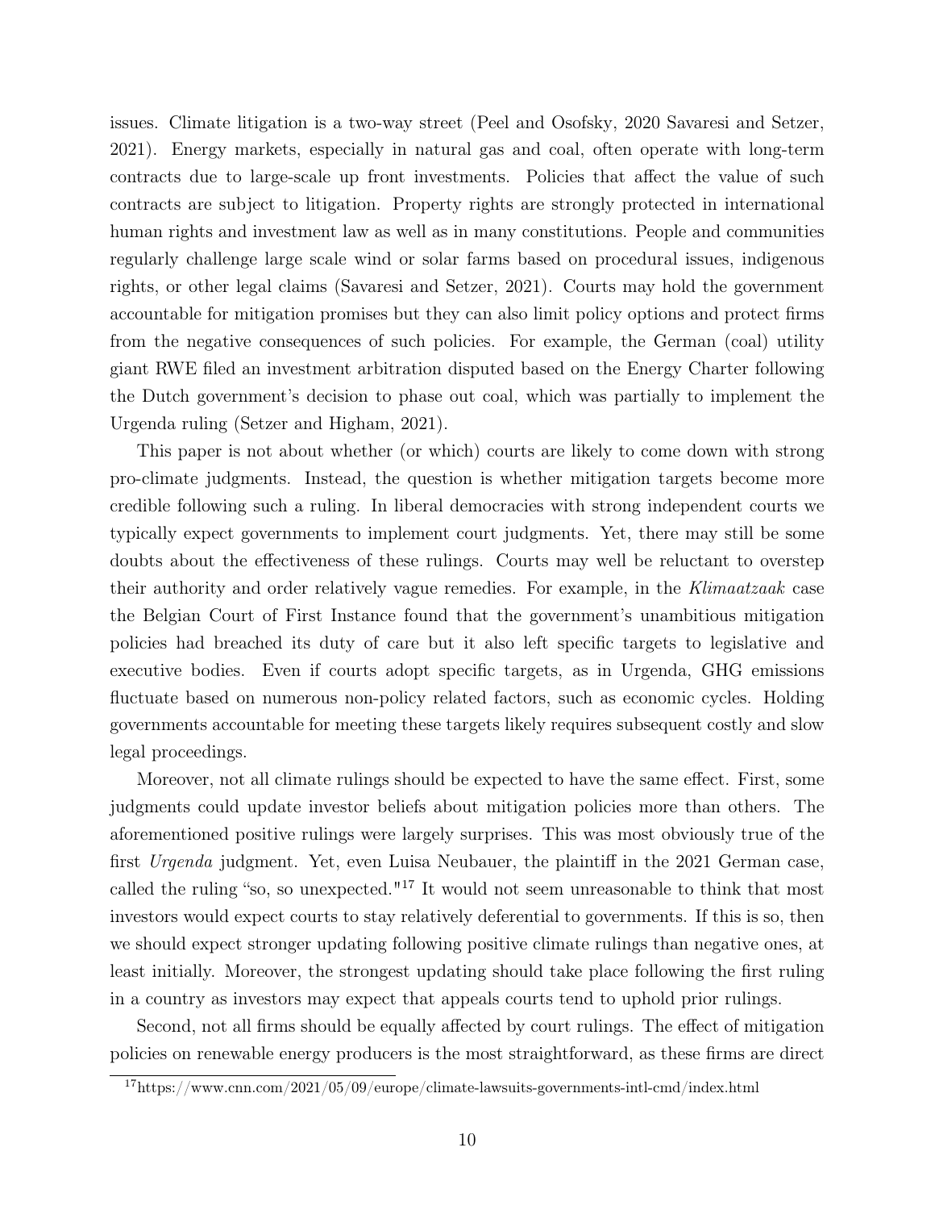issues. Climate litigation is a two-way street (Peel and Osofsky, 2020 Savaresi and Setzer, 2021). Energy markets, especially in natural gas and coal, often operate with long-term contracts due to large-scale up front investments. Policies that affect the value of such contracts are subject to litigation. Property rights are strongly protected in international human rights and investment law as well as in many constitutions. People and communities regularly challenge large scale wind or solar farms based on procedural issues, indigenous rights, or other legal claims (Savaresi and Setzer, 2021). Courts may hold the government accountable for mitigation promises but they can also limit policy options and protect firms from the negative consequences of such policies. For example, the German (coal) utility giant RWE filed an investment arbitration disputed based on the Energy Charter following the Dutch government's decision to phase out coal, which was partially to implement the Urgenda ruling (Setzer and Higham, 2021).

This paper is not about whether (or which) courts are likely to come down with strong pro-climate judgments. Instead, the question is whether mitigation targets become more credible following such a ruling. In liberal democracies with strong independent courts we typically expect governments to implement court judgments. Yet, there may still be some doubts about the effectiveness of these rulings. Courts may well be reluctant to overstep their authority and order relatively vague remedies. For example, in the *Klimaatzaak* case the Belgian Court of First Instance found that the government's unambitious mitigation policies had breached its duty of care but it also left specific targets to legislative and executive bodies. Even if courts adopt specific targets, as in Urgenda, GHG emissions fluctuate based on numerous non-policy related factors, such as economic cycles. Holding governments accountable for meeting these targets likely requires subsequent costly and slow legal proceedings.

Moreover, not all climate rulings should be expected to have the same effect. First, some judgments could update investor beliefs about mitigation policies more than others. The aforementioned positive rulings were largely surprises. This was most obviously true of the first *Urgenda* judgment. Yet, even Luisa Neubauer, the plaintiff in the 2021 German case, called the ruling "so, so unexpected."[17] It would not seem unreasonable to think that most investors would expect courts to stay relatively deferential to governments. If this is so, then we should expect stronger updating following positive climate rulings than negative ones, at least initially. Moreover, the strongest updating should take place following the first ruling in a country as investors may expect that appeals courts tend to uphold prior rulings.

Second, not all firms should be equally affected by court rulings. The effect of mitigation policies on renewable energy producers is the most straightforward, as these firms are direct

[17] https://www.cnn.com/2021/05/09/europe/climate-lawsuits-governments-intl-cmd/index.html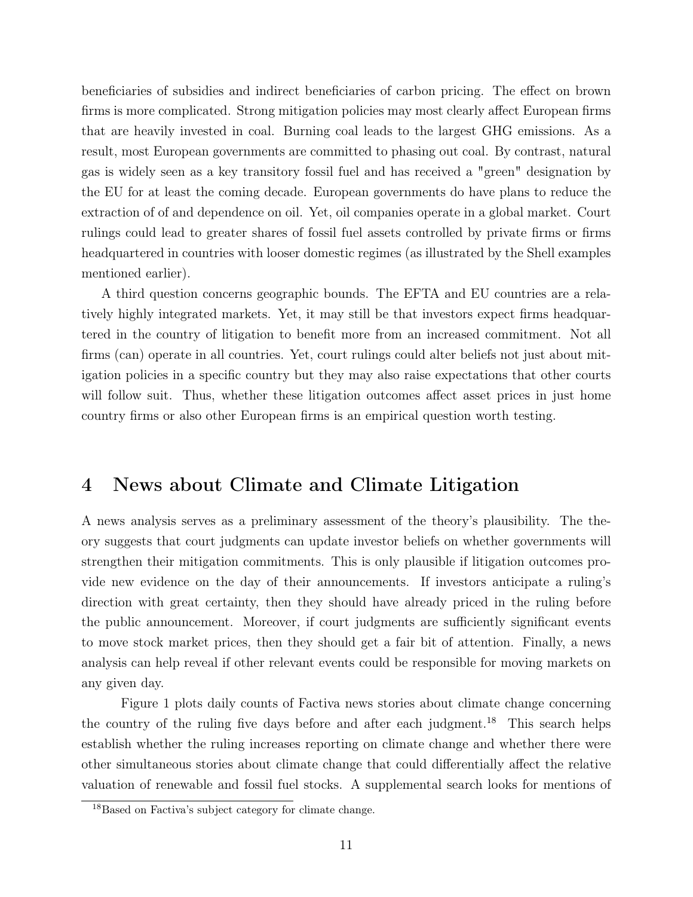beneficiaries of subsidies and indirect beneficiaries of carbon pricing. The effect on brown firms is more complicated. Strong mitigation policies may most clearly affect European firms that are heavily invested in coal. Burning coal leads to the largest GHG emissions. As a result, most European governments are committed to phasing out coal. By contrast, natural gas is widely seen as a key transitory fossil fuel and has received a "green" designation by the EU for at least the coming decade. European governments do have plans to reduce the extraction of of and dependence on oil. Yet, oil companies operate in a global market. Court rulings could lead to greater shares of fossil fuel assets controlled by private firms or firms headquartered in countries with looser domestic regimes (as illustrated by the Shell examples mentioned earlier).

A third question concerns geographic bounds. The EFTA and EU countries are a relatively highly integrated markets. Yet, it may still be that investors expect firms headquartered in the country of litigation to benefit more from an increased commitment. Not all firms (can) operate in all countries. Yet, court rulings could alter beliefs not just about mitigation policies in a specific country but they may also raise expectations that other courts will follow suit. Thus, whether these litigation outcomes affect asset prices in just home country firms or also other European firms is an empirical question worth testing.

# 4 News about Climate and Climate Litigation

A news analysis serves as a preliminary assessment of the theory's plausibility. The theory suggests that court judgments can update investor beliefs on whether governments will strengthen their mitigation commitments. This is only plausible if litigation outcomes provide new evidence on the day of their announcements. If investors anticipate a ruling's direction with great certainty, then they should have already priced in the ruling before the public announcement. Moreover, if court judgments are sufficiently significant events to move stock market prices, then they should get a fair bit of attention. Finally, a news analysis can help reveal if other relevant events could be responsible for moving markets on any given day.

Figure 1 plots daily counts of Factiva news stories about climate change concerning the country of the ruling five days before and after each judgment.[18] This search helps establish whether the ruling increases reporting on climate change and whether there were other simultaneous stories about climate change that could differentially affect the relative valuation of renewable and fossil fuel stocks. A supplemental search looks for mentions of

[18] Based on Factiva's subject category for climate change.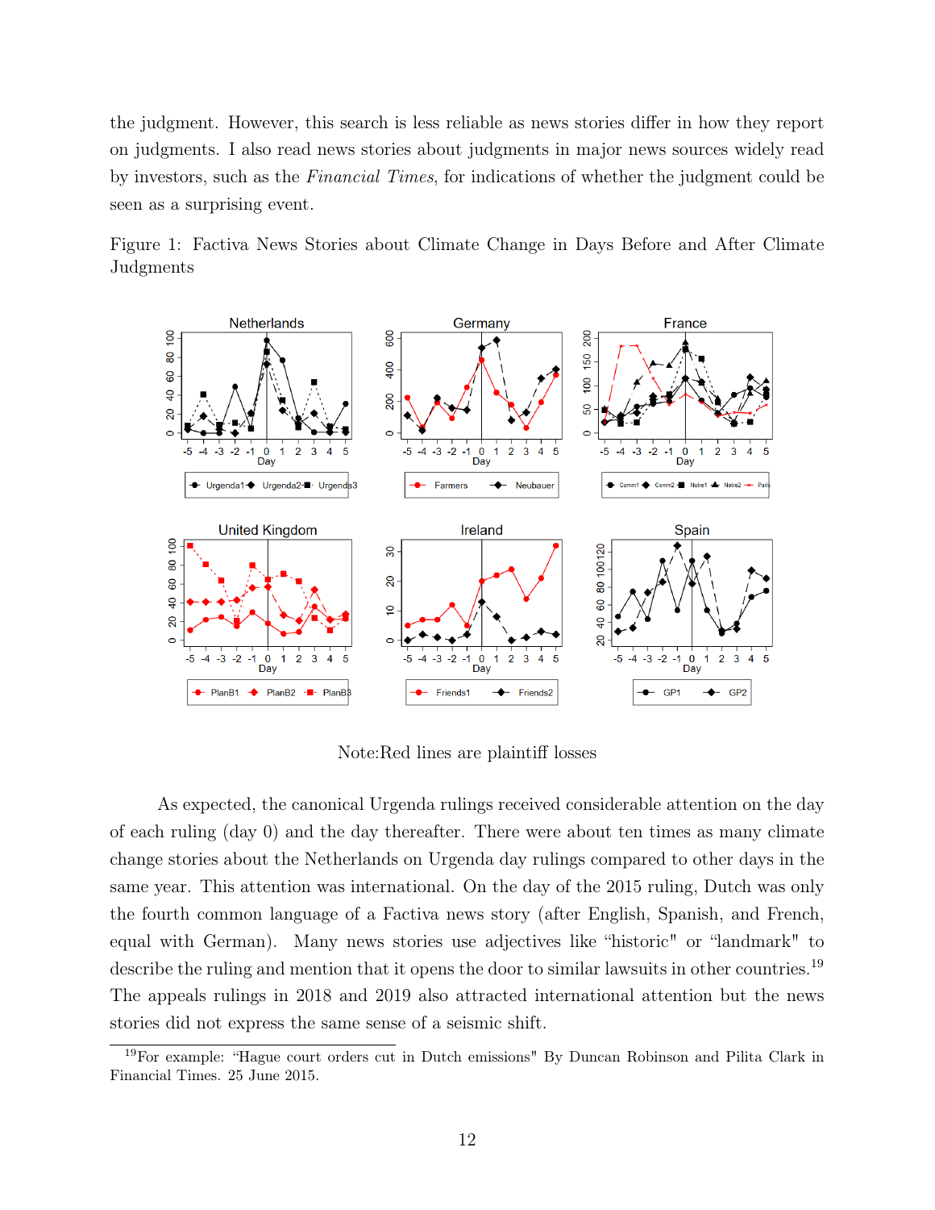the judgment. However, this search is less reliable as news stories differ in how they report on judgments. I also read news stories about judgments in major news sources widely read by investors, such as the *Financial Times*, for indications of whether the judgment could be seen as a surprising event.

Figure 1: Factiva News Stories about Climate Change in Days Before and After Climate Judgments

Note:Red lines are plaintiff losses

As expected, the canonical Urgenda rulings received considerable attention on the day of each ruling (day 0) and the day thereafter. There were about ten times as many climate change stories about the Netherlands on Urgenda day rulings compared to other days in the same year. This attention was international. On the day of the 2015 ruling, Dutch was only the fourth common language of a Factiva news story (after English, Spanish, and French, equal with German). Many news stories use adjectives like "historic" or "landmark" to describe the ruling and mention that it opens the door to similar lawsuits in other countries.[19] The appeals rulings in 2018 and 2019 also attracted international attention but the news stories did not express the same sense of a seismic shift.

[19]For example: "Hague court orders cut in Dutch emissions" By Duncan Robinson and Pilita Clark in Financial Times. 25 June 2015.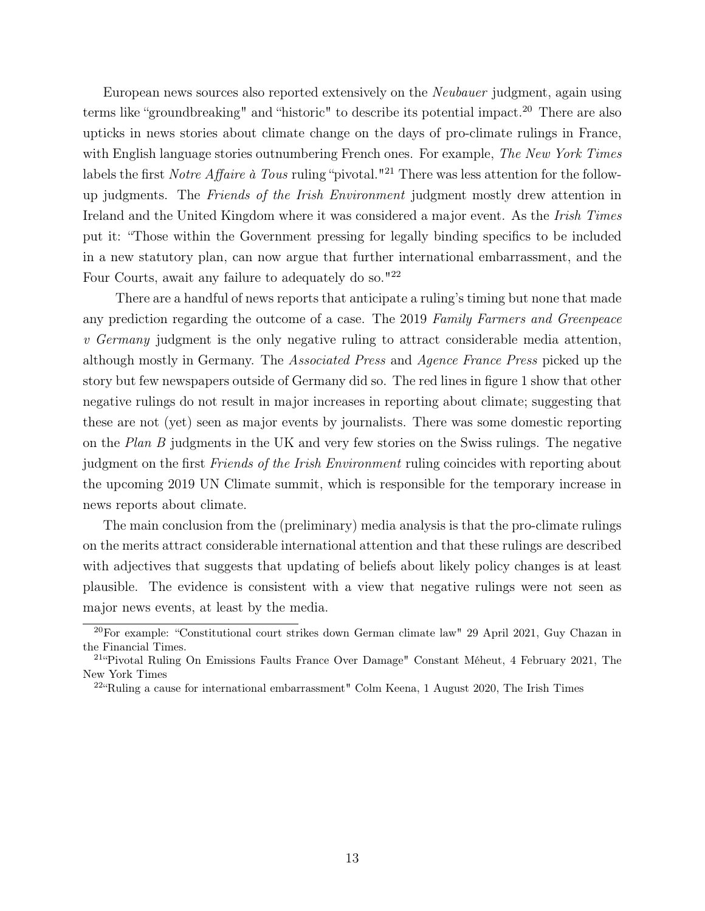European news sources also reported extensively on the *Neubauer* judgment, again using terms like "groundbreaking" and "historic" to describe its potential impact.[20] There are also upticks in news stories about climate change on the days of pro-climate rulings in France, with English language stories outnumbering French ones. For example, *The New York Times* labels the first *Notre Affaire à Tous* ruling "pivotal."[21] There was less attention for the follow-up judgments. The *Friends of the Irish Environment* judgment mostly drew attention in Ireland and the United Kingdom where it was considered a major event. As the *Irish Times* put it: "Those within the Government pressing for legally binding specifics to be included in a new statutory plan, can now argue that further international embarrassment, and the Four Courts, await any failure to adequately do so."[22]

There are a handful of news reports that anticipate a ruling's timing but none that made any prediction regarding the outcome of a case. The 2019 *Family Farmers and Greenpeace v Germany* judgment is the only negative ruling to attract considerable media attention, although mostly in Germany. The *Associated Press* and *Agence France Press* picked up the story but few newspapers outside of Germany did so. The red lines in figure 1 show that other negative rulings do not result in major increases in reporting about climate; suggesting that these are not (yet) seen as major events by journalists. There was some domestic reporting on the *Plan B* judgments in the UK and very few stories on the Swiss rulings. The negative judgment on the first *Friends of the Irish Environment* ruling coincides with reporting about the upcoming 2019 UN Climate summit, which is responsible for the temporary increase in news reports about climate.

The main conclusion from the (preliminary) media analysis is that the pro-climate rulings on the merits attract considerable international attention and that these rulings are described with adjectives that suggests that updating of beliefs about likely policy changes is at least plausible. The evidence is consistent with a view that negative rulings were not seen as major news events, at least by the media.

[20] For example: "Constitutional court strikes down German climate law" 29 April 2021, Guy Chazan in the Financial Times.

[21] "Pivotal Ruling On Emissions Faults France Over Damage" Constant Méheut, 4 February 2021, The New York Times

[22] "Ruling a cause for international embarrassment" Colm Keena, 1 August 2020, The Irish Times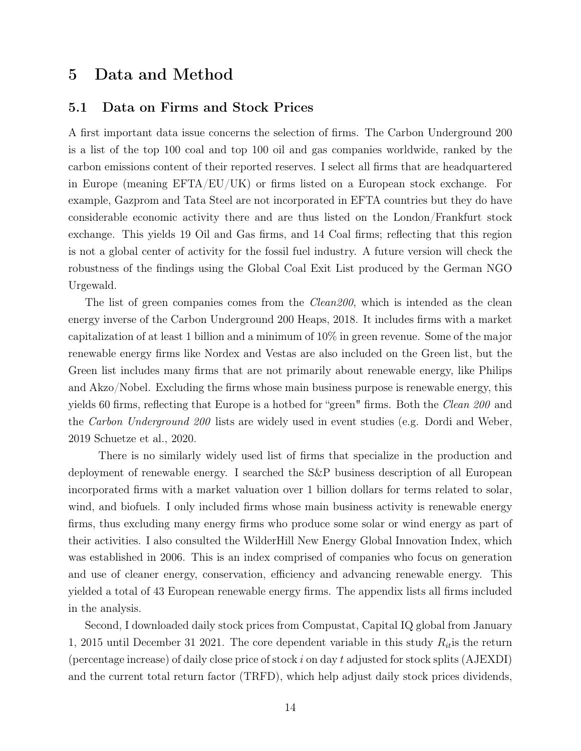# 5 Data and Method

## 5.1 Data on Firms and Stock Prices

A first important data issue concerns the selection of firms. The Carbon Underground 200 is a list of the top 100 coal and top 100 oil and gas companies worldwide, ranked by the carbon emissions content of their reported reserves. I select all firms that are headquartered in Europe (meaning EFTA/EU/UK) or firms listed on a European stock exchange. For example, Gazprom and Tata Steel are not incorporated in EFTA countries but they do have considerable economic activity there and are thus listed on the London/Frankfurt stock exchange. This yields 19 Oil and Gas firms, and 14 Coal firms; reflecting that this region is not a global center of activity for the fossil fuel industry. A future version will check the robustness of the findings using the Global Coal Exit List produced by the German NGO Urgewald.

The list of green companies comes from the *Clean200*, which is intended as the clean energy inverse of the Carbon Underground 200 Heaps, 2018. It includes firms with a market capitalization of at least 1 billion and a minimum of 10% in green revenue. Some of the major renewable energy firms like Nordex and Vestas are also included on the Green list, but the Green list includes many firms that are not primarily about renewable energy, like Philips and Akzo/Nobel. Excluding the firms whose main business purpose is renewable energy, this yields 60 firms, reflecting that Europe is a hotbed for "green" firms. Both the *Clean 200* and the *Carbon Underground 200* lists are widely used in event studies (e.g. Dordi and Weber, 2019 Schuetze et al., 2020.

There is no similarly widely used list of firms that specialize in the production and deployment of renewable energy. I searched the S&P business description of all European incorporated firms with a market valuation over 1 billion dollars for terms related to solar, wind, and biofuels. I only included firms whose main business activity is renewable energy firms, thus excluding many energy firms who produce some solar or wind energy as part of their activities. I also consulted the WilderHill New Energy Global Innovation Index, which was established in 2006. This is an index comprised of companies who focus on generation and use of cleaner energy, conservation, efficiency and advancing renewable energy. This yielded a total of 43 European renewable energy firms. The appendix lists all firms included in the analysis.

Second, I downloaded daily stock prices from Compustat, Capital IQ global from January 1, 2015 until December 31 2021. The core dependent variable in this study $R_{it}$is the return (percentage increase) of daily close price of stock $i$ on day $t$ adjusted for stock splits (AJEXDI) and the current total return factor (TRFD), which help adjust daily stock prices dividends,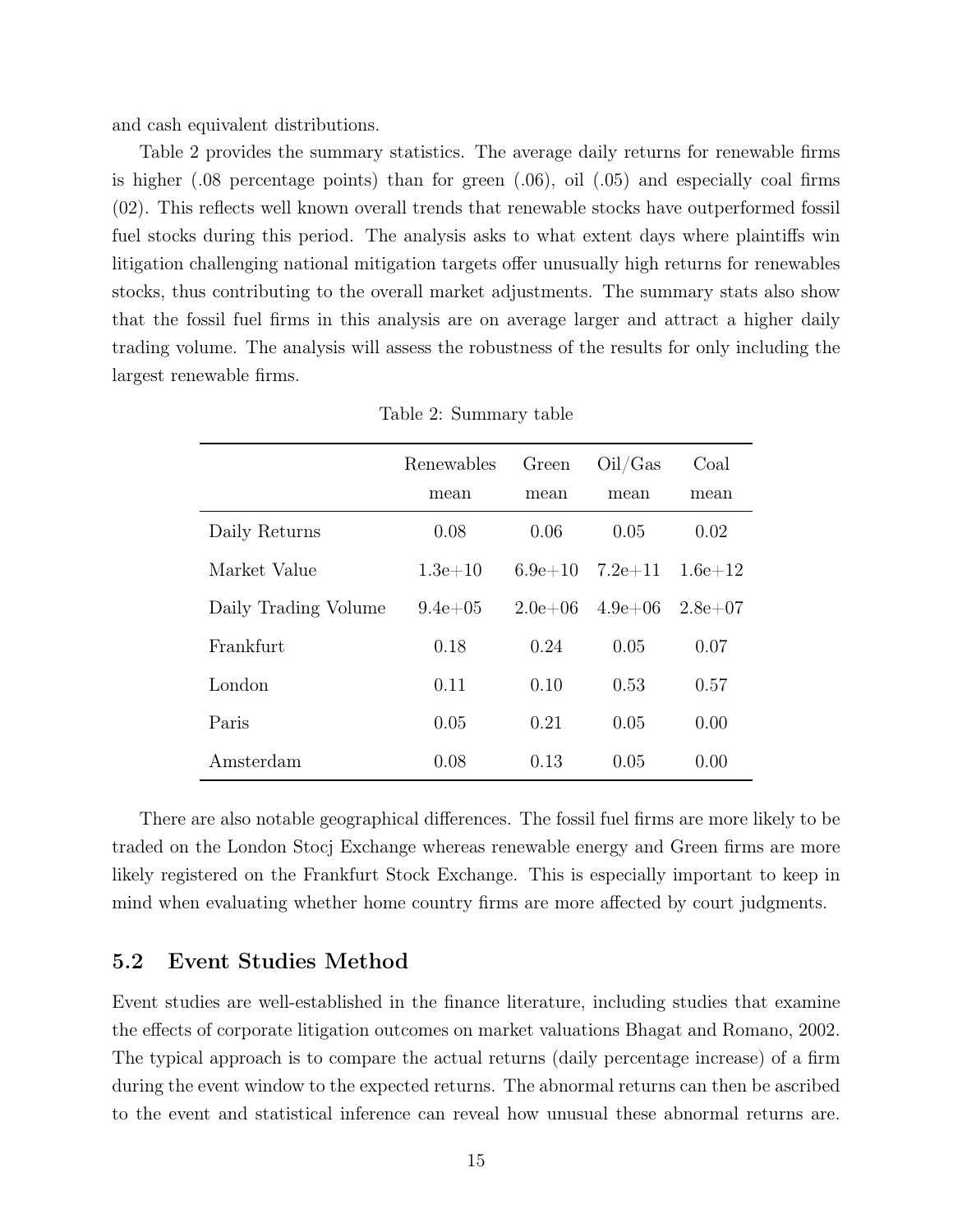and cash equivalent distributions.

Table 2 provides the summary statistics. The average daily returns for renewable firms is higher (.08 percentage points) than for green (.06), oil (.05) and especially coal firms (02). This reflects well known overall trends that renewable stocks have outperformed fossil fuel stocks during this period. The analysis asks to what extent days where plaintiffs win litigation challenging national mitigation targets offer unusually high returns for renewables stocks, thus contributing to the overall market adjustments. The summary stats also show that the fossil fuel firms in this analysis are on average larger and attract a higher daily trading volume. The analysis will assess the robustness of the results for only including the largest renewable firms.

Table 2: Summary table

| | Renewables<br>mean | Green<br>mean | Oil/Gas<br>mean | Coal<br>mean |
|---|---|---|---|---|
| Daily Returns | 0.08 | 0.06 | 0.05 | 0.02 |
| Market Value | 1.3e+10 | 6.9e+10 | 7.2e+11 | 1.6e+12 |
| Daily Trading Volume | 9.4e+05 | 2.0e+06 | 4.9e+06 | 2.8e+07 |
| Frankfurt | 0.18 | 0.24 | 0.05 | 0.07 |
| London | 0.11 | 0.10 | 0.53 | 0.57 |
| Paris | 0.05 | 0.21 | 0.05 | 0.00 |
| Amsterdam | 0.08 | 0.13 | 0.05 | 0.00 |

There are also notable geographical differences. The fossil fuel firms are more likely to be traded on the London Stocj Exchange whereas renewable energy and Green firms are more likely registered on the Frankfurt Stock Exchange. This is especially important to keep in mind when evaluating whether home country firms are more affected by court judgments.

## 5.2 Event Studies Method

Event studies are well-established in the finance literature, including studies that examine the effects of corporate litigation outcomes on market valuations Bhagat and Romano, 2002. The typical approach is to compare the actual returns (daily percentage increase) of a firm during the event window to the expected returns. The abnormal returns can then be ascribed to the event and statistical inference can reveal how unusual these abnormal returns are.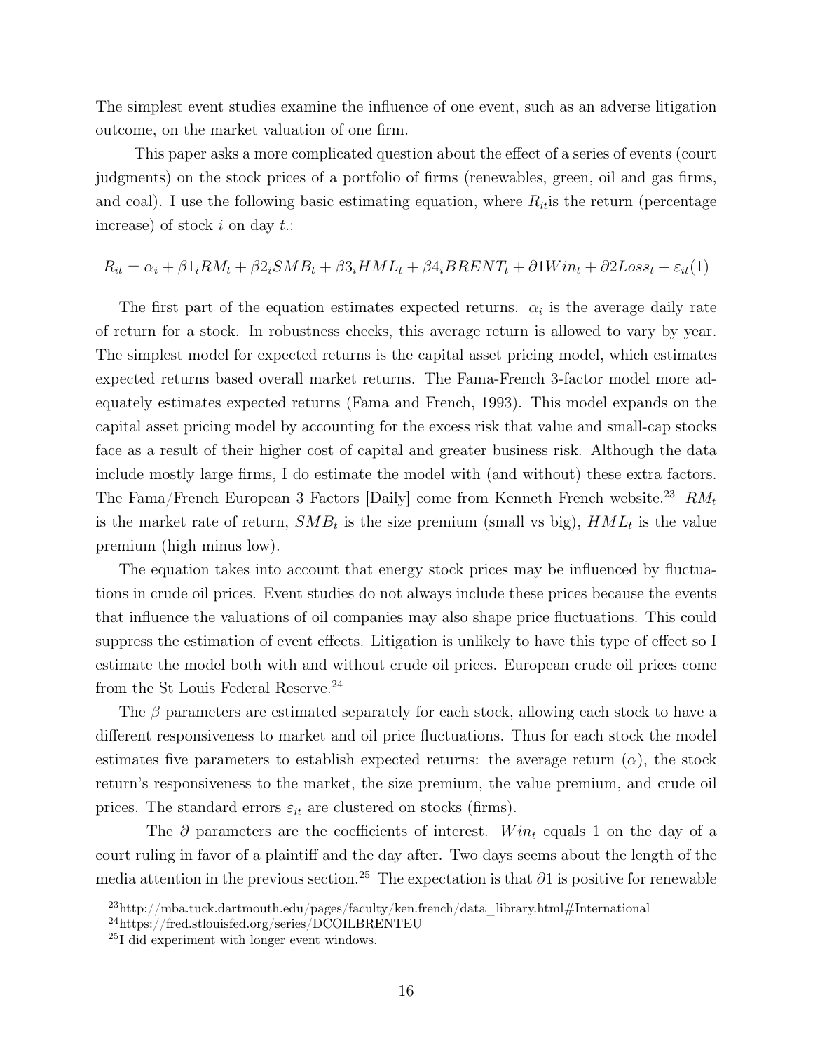The simplest event studies examine the influence of one event, such as an adverse litigation outcome, on the market valuation of one firm.

This paper asks a more complicated question about the effect of a series of events (court judgments) on the stock prices of a portfolio of firms (renewables, green, oil and gas firms, and coal). I use the following basic estimating equation, where $R_{it}$is the return (percentage increase) of stock $i$ on day $t$.:

$$R_{it} = \alpha_i + \beta 1_i RM_t + \beta 2_i SMB_t + \beta 3_i HML_t + \beta 4_i BRENT_t + \partial 1 Win_t + \partial 2 Loss_t + \varepsilon_{it} (1)$$

The first part of the equation estimates expected returns. $\alpha_i$ is the average daily rate of return for a stock. In robustness checks, this average return is allowed to vary by year. The simplest model for expected returns is the capital asset pricing model, which estimates expected returns based overall market returns. The Fama-French 3-factor model more adequately estimates expected returns (Fama and French, 1993). This model expands on the capital asset pricing model by accounting for the excess risk that value and small-cap stocks face as a result of their higher cost of capital and greater business risk. Although the data include mostly large firms, I do estimate the model with (and without) these extra factors. The Fama/French European 3 Factors [Daily] come from Kenneth French website.[23] $RM_t$ is the market rate of return, $SMB_t$ is the size premium (small vs big), $HML_t$ is the value premium (high minus low).

The equation takes into account that energy stock prices may be influenced by fluctuations in crude oil prices. Event studies do not always include these prices because the events that influence the valuations of oil companies may also shape price fluctuations. This could suppress the estimation of event effects. Litigation is unlikely to have this type of effect so I estimate the model both with and without crude oil prices. European crude oil prices come from the St Louis Federal Reserve.[24]

The $\beta$ parameters are estimated separately for each stock, allowing each stock to have a different responsiveness to market and oil price fluctuations. Thus for each stock the model estimates five parameters to establish expected returns: the average return ($\alpha$), the stock return's responsiveness to the market, the size premium, the value premium, and crude oil prices. The standard errors $\varepsilon_{it}$ are clustered on stocks (firms).

The $\partial$ parameters are the coefficients of interest. $Win_t$ equals 1 on the day of a court ruling in favor of a plaintiff and the day after. Two days seems about the length of the media attention in the previous section.[25] The expectation is that $\partial 1$ is positive for renewable

[23] http://mba.tuck.dartmouth.edu/pages/faculty/ken.french/data_library.html#International

[24] https://fred.stlouisfed.org/series/DCOILBRENTEU

[25] I did experiment with longer event windows.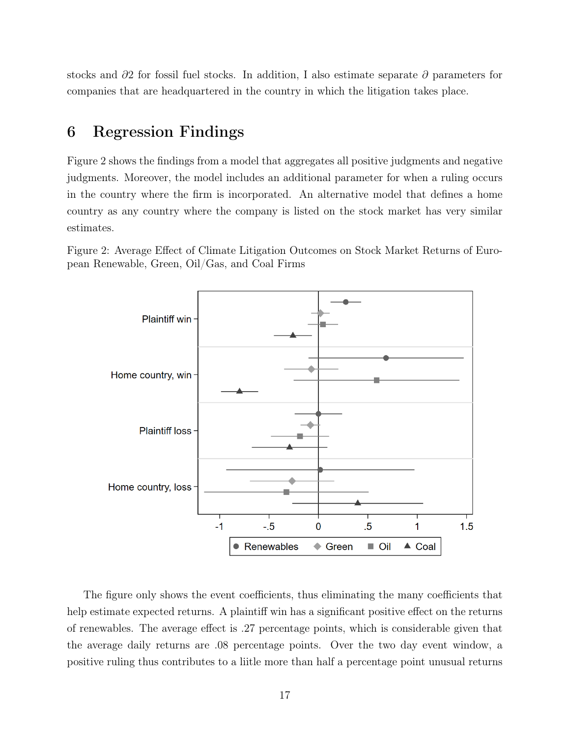stocks and $\partial 2$ for fossil fuel stocks. In addition, I also estimate separate $\partial$ parameters for companies that are headquartered in the country in which the litigation takes place.

# 6 Regression Findings

Figure 2 shows the findings from a model that aggregates all positive judgments and negative judgments. Moreover, the model includes an additional parameter for when a ruling occurs in the country where the firm is incorporated. An alternative model that defines a home country as any country where the company is listed on the stock market has very similar estimates.

Figure 2: Average Effect of Climate Litigation Outcomes on Stock Market Returns of European Renewable, Green, Oil/Gas, and Coal Firms

The figure only shows the event coefficients, thus eliminating the many coefficients that help estimate expected returns. A plaintiff win has a significant positive effect on the returns of renewables. The average effect is .27 percentage points, which is considerable given that the average daily returns are .08 percentage points. Over the two day event window, a positive ruling thus contributes to a liitle more than half a percentage point unusual returns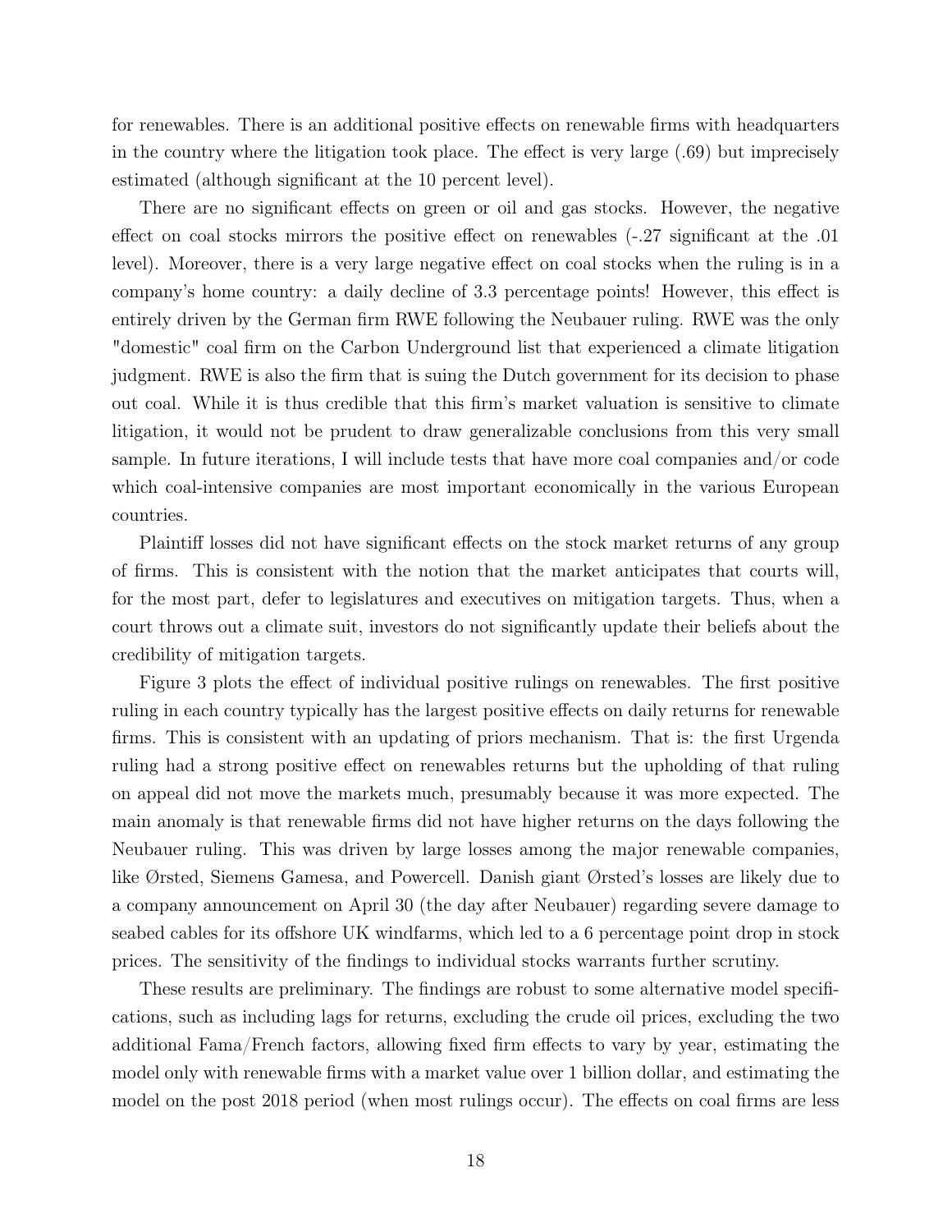for renewables. There is an additional positive effects on renewable firms with headquarters in the country where the litigation took place. The effect is very large (.69) but imprecisely estimated (although significant at the 10 percent level).

There are no significant effects on green or oil and gas stocks. However, the negative effect on coal stocks mirrors the positive effect on renewables (-.27 significant at the .01 level). Moreover, there is a very large negative effect on coal stocks when the ruling is in a company's home country: a daily decline of 3.3 percentage points! However, this effect is entirely driven by the German firm RWE following the Neubauer ruling. RWE was the only "domestic" coal firm on the Carbon Underground list that experienced a climate litigation judgment. RWE is also the firm that is suing the Dutch government for its decision to phase out coal. While it is thus credible that this firm's market valuation is sensitive to climate litigation, it would not be prudent to draw generalizable conclusions from this very small sample. In future iterations, I will include tests that have more coal companies and/or code which coal-intensive companies are most important economically in the various European countries.

Plaintiff losses did not have significant effects on the stock market returns of any group of firms. This is consistent with the notion that the market anticipates that courts will, for the most part, defer to legislatures and executives on mitigation targets. Thus, when a court throws out a climate suit, investors do not significantly update their beliefs about the credibility of mitigation targets.

Figure 3 plots the effect of individual positive rulings on renewables. The first positive ruling in each country typically has the largest positive effects on daily returns for renewable firms. This is consistent with an updating of priors mechanism. That is: the first Urgenda ruling had a strong positive effect on renewables returns but the upholding of that ruling on appeal did not move the markets much, presumably because it was more expected. The main anomaly is that renewable firms did not have higher returns on the days following the Neubauer ruling. This was driven by large losses among the major renewable companies, like Ørsted, Siemens Gamesa, and Powercell. Danish giant Ørsted's losses are likely due to a company announcement on April 30 (the day after Neubauer) regarding severe damage to seabed cables for its offshore UK windfarms, which led to a 6 percentage point drop in stock prices. The sensitivity of the findings to individual stocks warrants further scrutiny.

These results are preliminary. The findings are robust to some alternative model specifications, such as including lags for returns, excluding the crude oil prices, excluding the two additional Fama/French factors, allowing fixed firm effects to vary by year, estimating the model only with renewable firms with a market value over 1 billion dollar, and estimating the model on the post 2018 period (when most rulings occur). The effects on coal firms are less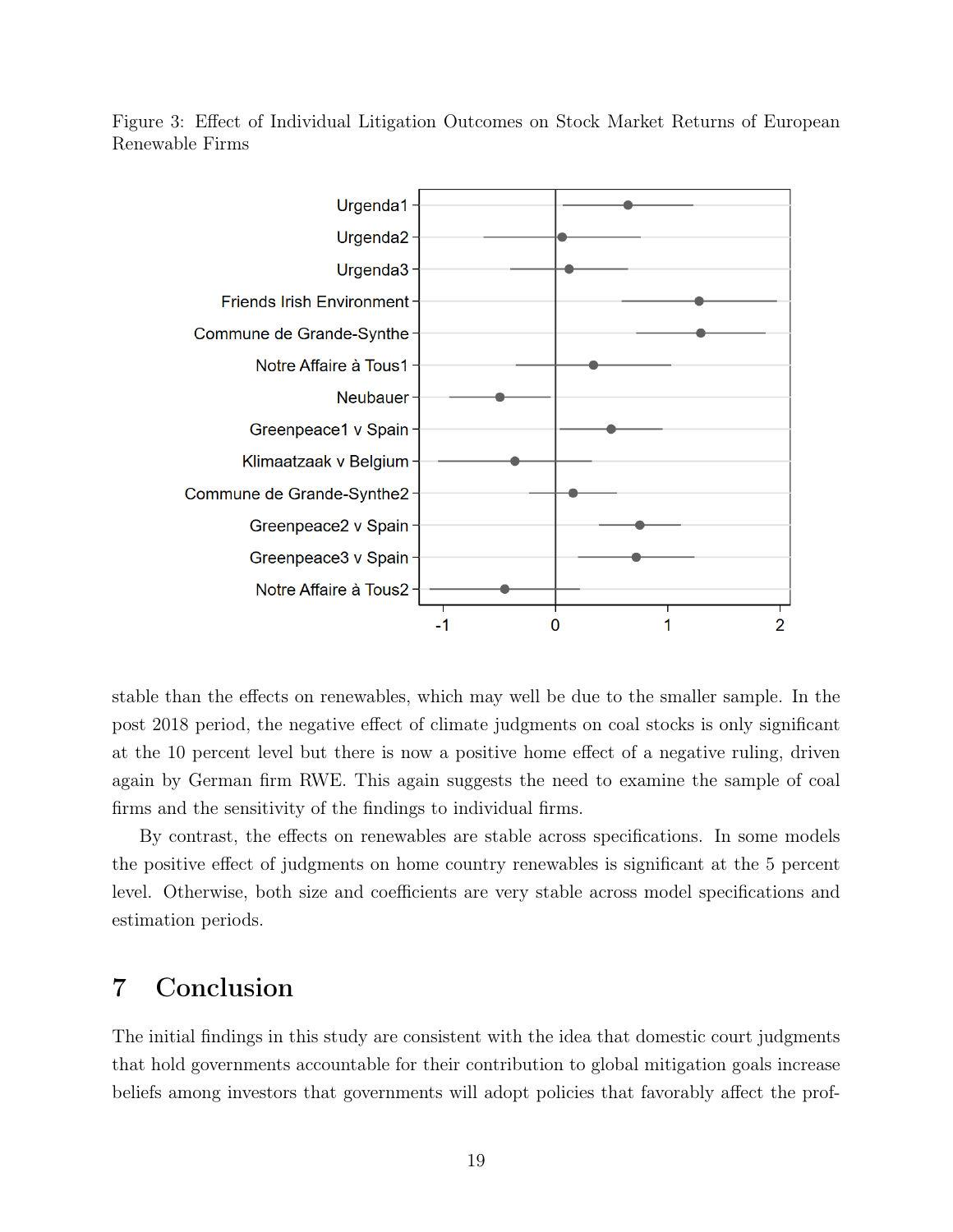Figure 3: Effect of Individual Litigation Outcomes on Stock Market Returns of European Renewable Firms

stable than the effects on renewables, which may well be due to the smaller sample. In the post 2018 period, the negative effect of climate judgments on coal stocks is only significant at the 10 percent level but there is now a positive home effect of a negative ruling, driven again by German firm RWE. This again suggests the need to examine the sample of coal firms and the sensitivity of the findings to individual firms.

By contrast, the effects on renewables are stable across specifications. In some models the positive effect of judgments on home country renewables is significant at the 5 percent level. Otherwise, both size and coefficients are very stable across model specifications and estimation periods.

# 7 Conclusion

The initial findings in this study are consistent with the idea that domestic court judgments that hold governments accountable for their contribution to global mitigation goals increase beliefs among investors that governments will adopt policies that favorably affect the prof-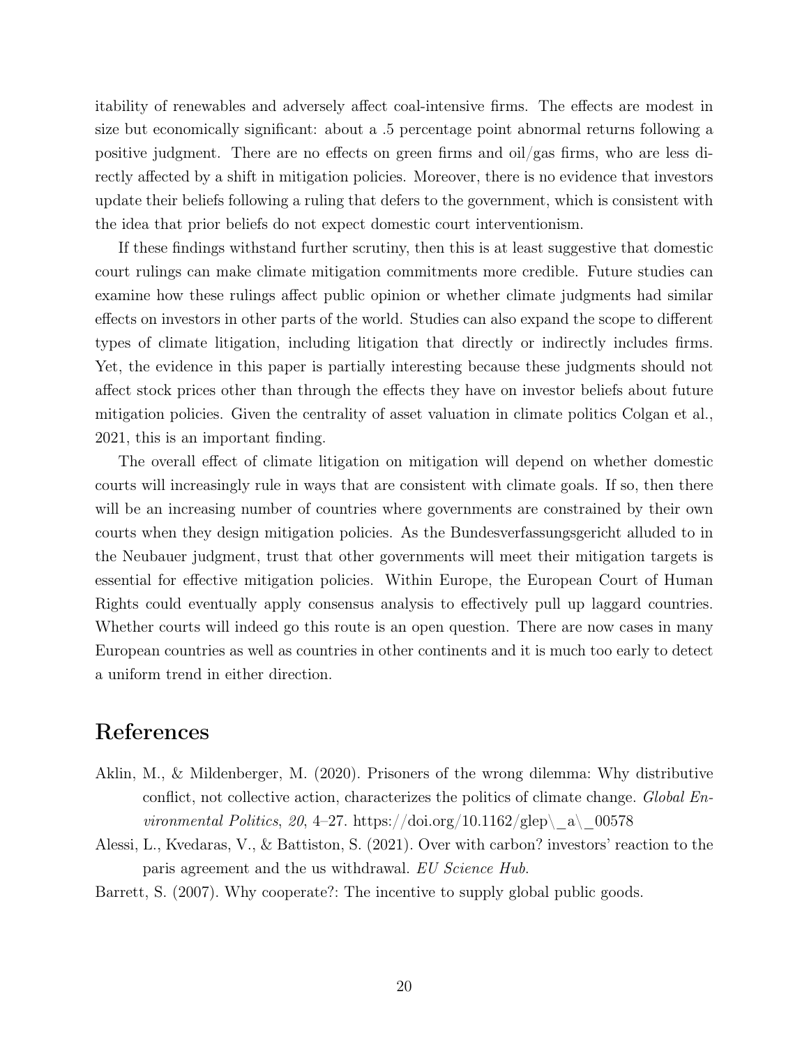itability of renewables and adversely affect coal-intensive firms. The effects are modest in size but economically significant: about a .5 percentage point abnormal returns following a positive judgment. There are no effects on green firms and oil/gas firms, who are less directly affected by a shift in mitigation policies. Moreover, there is no evidence that investors update their beliefs following a ruling that defers to the government, which is consistent with the idea that prior beliefs do not expect domestic court interventionism.

If these findings withstand further scrutiny, then this is at least suggestive that domestic court rulings can make climate mitigation commitments more credible. Future studies can examine how these rulings affect public opinion or whether climate judgments had similar effects on investors in other parts of the world. Studies can also expand the scope to different types of climate litigation, including litigation that directly or indirectly includes firms. Yet, the evidence in this paper is partially interesting because these judgments should not affect stock prices other than through the effects they have on investor beliefs about future mitigation policies. Given the centrality of asset valuation in climate politics Colgan et al., 2021, this is an important finding.

The overall effect of climate litigation on mitigation will depend on whether domestic courts will increasingly rule in ways that are consistent with climate goals. If so, then there will be an increasing number of countries where governments are constrained by their own courts when they design mitigation policies. As the Bundesverfassungsgericht alluded to in the Neubauer judgment, trust that other governments will meet their mitigation targets is essential for effective mitigation policies. Within Europe, the European Court of Human Rights could eventually apply consensus analysis to effectively pull up laggard countries. Whether courts will indeed go this route is an open question. There are now cases in many European countries as well as countries in other continents and it is much too early to detect a uniform trend in either direction.

## References

Aklin, M., & Mildenberger, M. (2020). Prisoners of the wrong dilemma: Why distributive conflict, not collective action, characterizes the politics of climate change. *Global Environmental Politics*, *20*, 4–27. https://doi.org/10.1162/glep\_a\_00578

Alessi, L., Kvedaras, V., & Battiston, S. (2021). Over with carbon? investors' reaction to the paris agreement and the us withdrawal. *EU Science Hub*.

Barrett, S. (2007). Why cooperate?: The incentive to supply global public goods.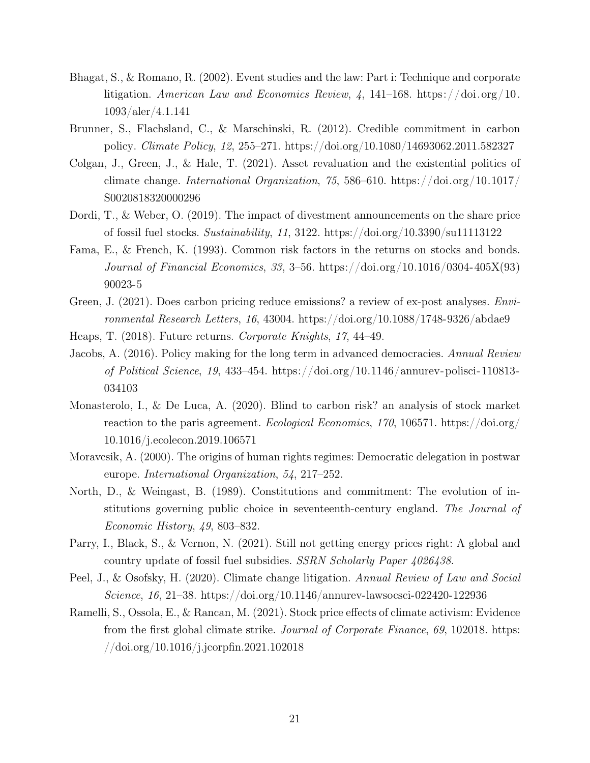Bhagat, S., & Romano, R. (2002). Event studies and the law: Part i: Technique and corporate litigation. *American Law and Economics Review*, *4*, 141–168. https://doi.org/10.1093/aler/4.1.141

Brunner, S., Flachsland, C., & Marschinski, R. (2012). Credible commitment in carbon policy. *Climate Policy*, *12*, 255–271. https://doi.org/10.1080/14693062.2011.582327

Colgan, J., Green, J., & Hale, T. (2021). Asset revaluation and the existential politics of climate change. *International Organization*, *75*, 586–610. https://doi.org/10.1017/S0020818320000296

Dordi, T., & Weber, O. (2019). The impact of divestment announcements on the share price of fossil fuel stocks. *Sustainability*, *11*, 3122. https://doi.org/10.3390/su11113122

Fama, E., & French, K. (1993). Common risk factors in the returns on stocks and bonds. *Journal of Financial Economics*, *33*, 3–56. https://doi.org/10.1016/0304-405X(93)90023-5

Green, J. (2021). Does carbon pricing reduce emissions? a review of ex-post analyses. *Environmental Research Letters*, *16*, 43004. https://doi.org/10.1088/1748-9326/abdae9

Heaps, T. (2018). Future returns. *Corporate Knights*, *17*, 44–49.

Jacobs, A. (2016). Policy making for the long term in advanced democracies. *Annual Review of Political Science*, *19*, 433–454. https://doi.org/10.1146/annurev-polisci-110813-034103

Monasterolo, I., & De Luca, A. (2020). Blind to carbon risk? an analysis of stock market reaction to the paris agreement. *Ecological Economics*, *170*, 106571. https://doi.org/10.1016/j.ecolecon.2019.106571

Moravcsik, A. (2000). The origins of human rights regimes: Democratic delegation in postwar europe. *International Organization*, *54*, 217–252.

North, D., & Weingast, B. (1989). Constitutions and commitment: The evolution of institutions governing public choice in seventeenth-century england. *The Journal of Economic History*, *49*, 803–832.

Parry, I., Black, S., & Vernon, N. (2021). Still not getting energy prices right: A global and country update of fossil fuel subsidies. *SSRN Scholarly Paper 4026438*.

Peel, J., & Osofsky, H. (2020). Climate change litigation. *Annual Review of Law and Social Science*, *16*, 21–38. https://doi.org/10.1146/annurev-lawsocsci-022420-122936

Ramelli, S., Ossola, E., & Rancan, M. (2021). Stock price effects of climate activism: Evidence from the first global climate strike. *Journal of Corporate Finance*, *69*, 102018. https://doi.org/10.1016/j.jcorpfin.2021.102018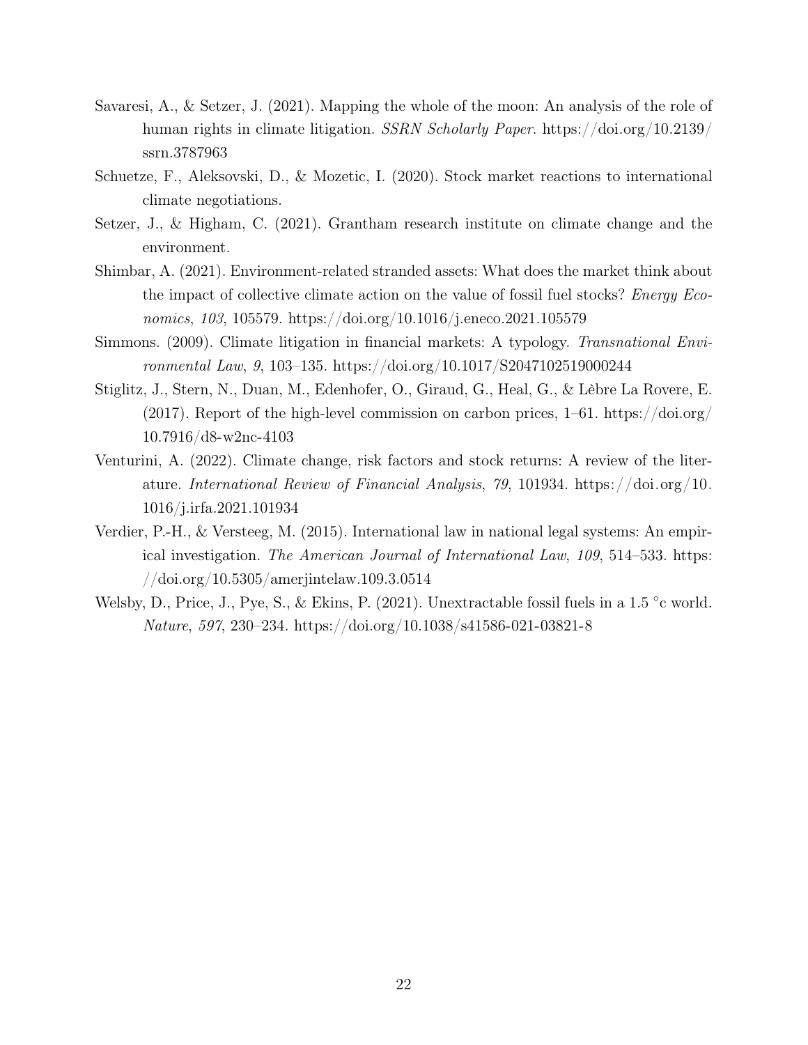Savaresi, A., & Setzer, J. (2021). Mapping the whole of the moon: An analysis of the role of human rights in climate litigation. *SSRN Scholarly Paper*. https://doi.org/10.2139/ssrn.3787963

Schuetze, F., Aleksovski, D., & Mozetic, I. (2020). Stock market reactions to international climate negotiations.

Setzer, J., & Higham, C. (2021). Grantham research institute on climate change and the environment.

Shimbar, A. (2021). Environment-related stranded assets: What does the market think about the impact of collective climate action on the value of fossil fuel stocks? *Energy Economics*, *103*, 105579. https://doi.org/10.1016/j.eneco.2021.105579

Simmons. (2009). Climate litigation in financial markets: A typology. *Transnational Environmental Law*, *9*, 103–135. https://doi.org/10.1017/S2047102519000244

Stiglitz, J., Stern, N., Duan, M., Edenhofer, O., Giraud, G., Heal, G., & Lèbre La Rovere, E. (2017). Report of the high-level commission on carbon prices, 1–61. https://doi.org/10.7916/d8-w2nc-4103

Venturini, A. (2022). Climate change, risk factors and stock returns: A review of the literature. *International Review of Financial Analysis*, *79*, 101934. https://doi.org/10.1016/j.irfa.2021.101934

Verdier, P.-H., & Versteeg, M. (2015). International law in national legal systems: An empirical investigation. *The American Journal of International Law*, *109*, 514–533. https://doi.org/10.5305/amerjintelaw.109.3.0514

Welsby, D., Price, J., Pye, S., & Ekins, P. (2021). Unextractable fossil fuels in a 1.5 °c world. *Nature*, *597*, 230–234. https://doi.org/10.1038/s41586-021-03821-8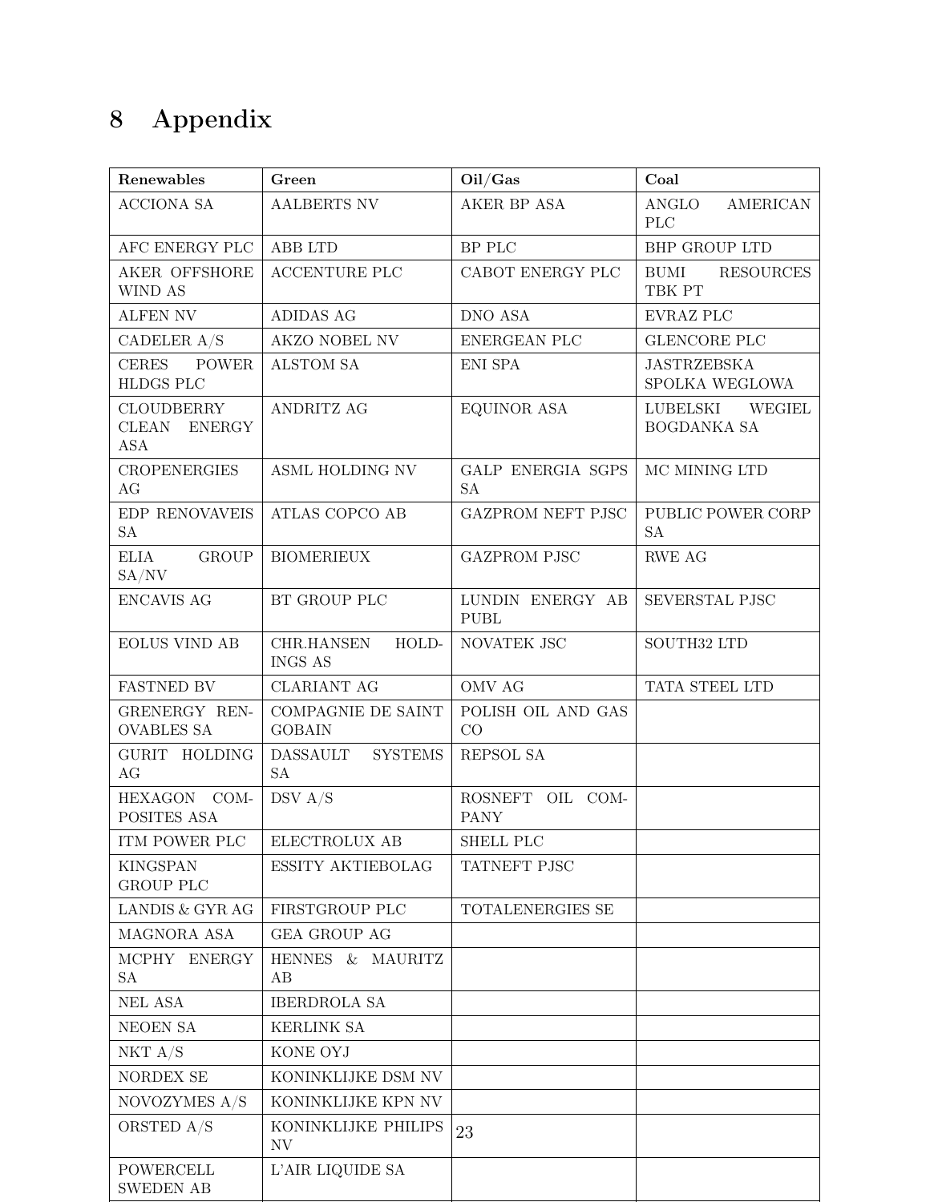# 8 Appendix

| Renewables | Green | Oil/Gas | Coal |
|---|---|---|---|
| ACCIONA SA | AALBERTS NV | AKER BP ASA | ANGLO AMERICAN PLC |
| AFC ENERGY PLC | ABB LTD | BP PLC | BHP GROUP LTD |
| AKER OFFSHORE WIND AS | ACCENTURE PLC | CABOT ENERGY PLC | BUMI RESOURCES TBK PT |
| ALFEN NV | ADIDAS AG | DNO ASA | EVRAZ PLC |
| CADELER A/S | AKZO NOBEL NV | ENERGEAN PLC | GLENCORE PLC |
| CERES POWER HLDGS PLC | ALSTOM SA | ENI SPA | JASTRZEBSKA SPOLKA WEGLOWA |
| CLOUDBERRY CLEAN ENERGY ASA | ANDRITZ AG | EQUINOR ASA | LUBELSKI WEGIEL BOGDANKA SA |
| CROPENERGIES AG | ASML HOLDING NV | GALP ENERGIA SGPS SA | MC MINING LTD |
| EDP RENOVAVEIS SA | ATLAS COPCO AB | GAZPROM NEFT PJSC | PUBLIC POWER CORP SA |
| ELIA GROUP SA/NV | BIOMERIEUX | GAZPROM PJSC | RWE AG |
| ENCAVIS AG | BT GROUP PLC | LUNDIN ENERGY AB PUBL | SEVERSTAL PJSC |
| EOLUS VIND AB | CHR.HANSEN HOLDINGS AS | NOVATEK JSC | SOUTH32 LTD |
| FASTNED BV | CLARIANT AG | OMV AG | TATA STEEL LTD |
| GRENERGY RENOVABLES SA | COMPAGNIE DE SAINT GOBAIN | POLISH OIL AND GAS CO | |
| GURIT HOLDING AG | DASSAULT SYSTEMS SA | REPSOL SA | |
| HEXAGON COMPOSITES ASA | DSV A/S | ROSNEFT OIL COMPANY | |
| ITM POWER PLC | ELECTROLUX AB | SHELL PLC | |
| KINGSPAN GROUP PLC | ESSITY AKTIEBOLAG | TATNEFT PJSC | |
| LANDIS & GYR AG | FIRSTGROUP PLC | TOTALENERGIES SE | |
| MAGNORA ASA | GEA GROUP AG | | |
| MCPHY ENERGY SA | HENNES & MAURITZ AB | | |
| NEL ASA | IBERDROLA SA | | |
| NEOEN SA | KERLINK SA | | |
| NKT A/S | KONE OYJ | | |
| NORDEX SE | KONINKLIJKE DSM NV | | |
| NOVOZYMES A/S | KONINKLIJKE KPN NV | | |
| ORSTED A/S | KONINKLIJKE PHILIPS NV | | |
| POWERCELL SWEDEN AB | L'AIR LIQUIDE SA | | |